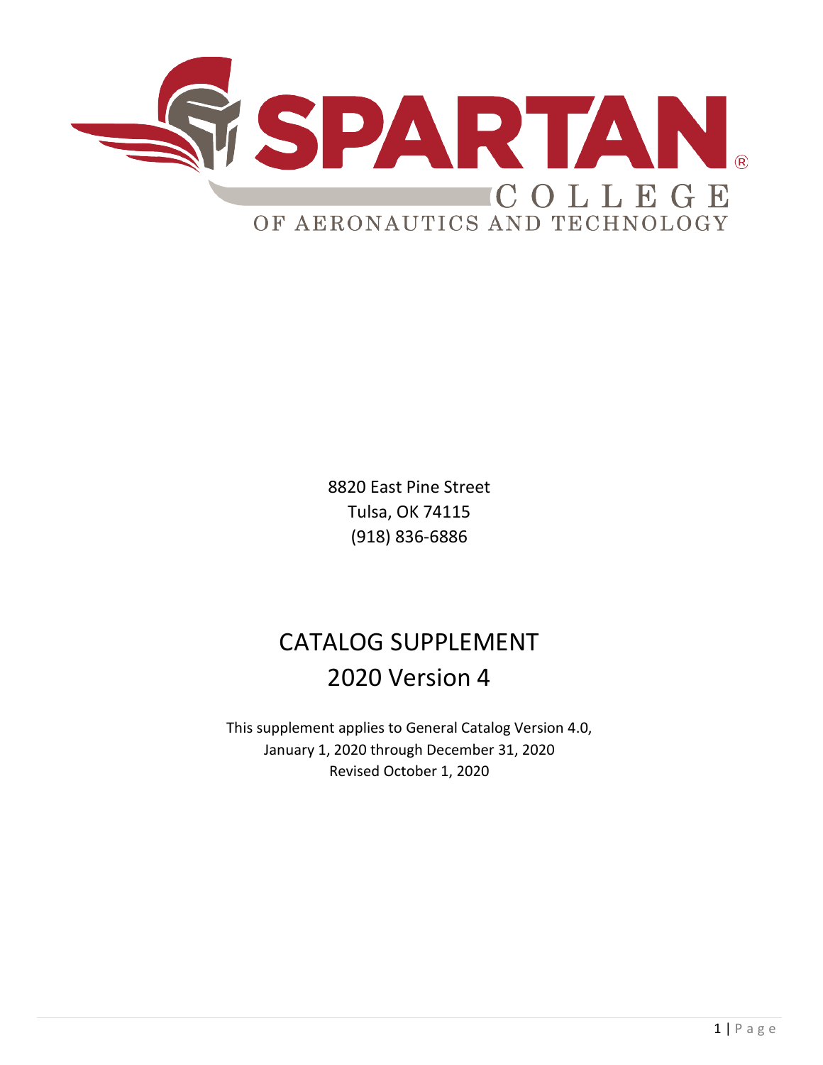# SPARTAN COLLEGE OF AERONAUTICS AND TECHNOLOGY

8820 East Pine Street
Tulsa, OK 74115
(918) 836-6886

# CATALOG SUPPLEMENT
# 2020 Version 4

This supplement applies to General Catalog Version 4.0,
January 1, 2020 through December 31, 2020
Revised October 1, 2020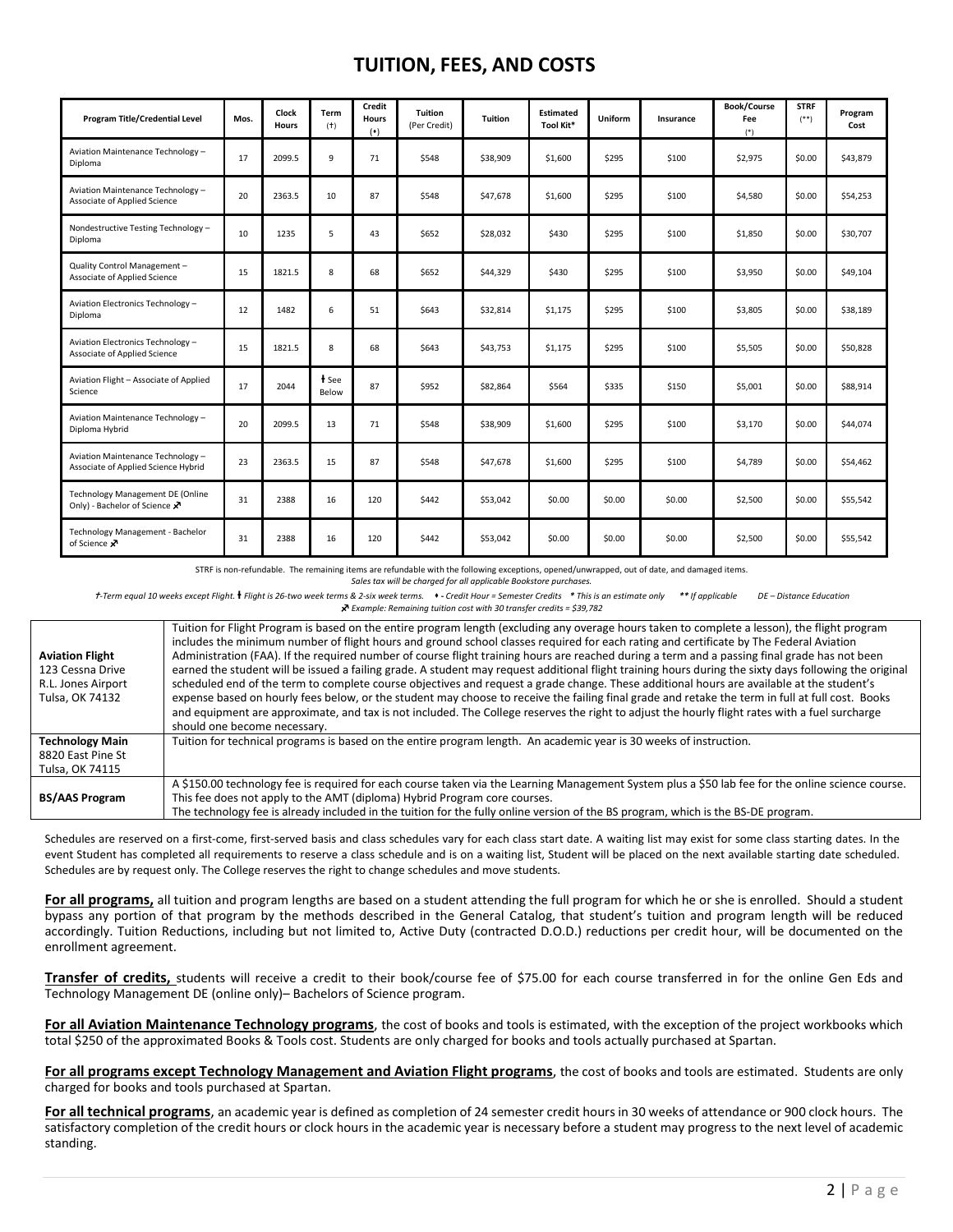# TUITION, FEES, AND COSTS

| Program Title/Credential Level | Mos. | Clock Hours | Term (†) | Credit Hours (♦) | Tuition (Per Credit) | Tuition | Estimated Tool Kit* | Uniform | Insurance | Book/Course Fee (*) | STRF (**) | Program Cost |
|---|---|---|---|---|---|---|---|---|---|---|---|---|
| Aviation Maintenance Technology – Diploma | 17 | 2099.5 | 9 | 71 | $548 | $38,909 | $1,600 | $295 | $100 | $2,975 | $0.00 | $43,879 |
| Aviation Maintenance Technology – Associate of Applied Science | 20 | 2363.5 | 10 | 87 | $548 | $47,678 | $1,600 | $295 | $100 | $4,580 | $0.00 | $54,253 |
| Nondestructive Testing Technology – Diploma | 10 | 1235 | 5 | 43 | $652 | $28,032 | $430 | $295 | $100 | $1,850 | $0.00 | $30,707 |
| Quality Control Management – Associate of Applied Science | 15 | 1821.5 | 8 | 68 | $652 | $44,329 | $430 | $295 | $100 | $3,950 | $0.00 | $49,104 |
| Aviation Electronics Technology – Diploma | 12 | 1482 | 6 | 51 | $643 | $32,814 | $1,175 | $295 | $100 | $3,805 | $0.00 | $38,189 |
| Aviation Electronics Technology – Associate of Applied Science | 15 | 1821.5 | 8 | 68 | $643 | $43,753 | $1,175 | $295 | $100 | $5,505 | $0.00 | $50,828 |
| Aviation Flight – Associate of Applied Science | 17 | 2044 | ⱡ See Below | 87 | $952 | $82,864 | $564 | $335 | $150 | $5,001 | $0.00 | $88,914 |
| Aviation Maintenance Technology – Diploma Hybrid | 20 | 2099.5 | 13 | 71 | $548 | $38,909 | $1,600 | $295 | $100 | $3,170 | $0.00 | $44,074 |
| Aviation Maintenance Technology – Associate of Applied Science Hybrid | 23 | 2363.5 | 15 | 87 | $548 | $47,678 | $1,600 | $295 | $100 | $4,789 | $0.00 | $54,462 |
| Technology Management DE (Online Only) - Bachelor of Science ✈ | 31 | 2388 | 16 | 120 | $442 | $53,042 | $0.00 | $0.00 | $0.00 | $2,500 | $0.00 | $55,542 |
| Technology Management - Bachelor of Science ✈ | 31 | 2388 | 16 | 120 | $442 | $53,042 | $0.00 | $0.00 | $0.00 | $2,500 | $0.00 | $55,542 |

STRF is non-refundable. The remaining items are refundable with the following exceptions, opened/unwrapped, out of date, and damaged items.

*Sales tax will be charged for all applicable Bookstore purchases.*

*†-Term equal 10 weeks except Flight. ⱡ Flight is 26-two week terms & 2-six week terms. ♦ - Credit Hour = Semester Credits * This is an estimate only ** If applicable DE – Distance Education*

*✈ Example: Remaining tuition cost with 30 transfer credits = $39,782*

| | |
|---|---|
| **Aviation Flight** 123 Cessna Drive R.L. Jones Airport Tulsa, OK 74132 | Tuition for Flight Program is based on the entire program length (excluding any average hours taken to complete a lesson), the flight program includes the minimum number of flight hours and ground school classes required for each rating and certificate by The Federal Aviation Administration (FAA). If the required number of course flight training hours are reached during a term and a passing final grade has not been earned the student will be issued a failing grade. A student may request additional flight training hours during the sixty days following the original scheduled end of the term to complete course objectives and request a grade change. These additional hours are available at the student's expense based on hourly fees below, or the student may choose to receive the failing final grade and retake the term in full at full cost. Books and equipment are approximate, and tax is not included. The College reserves the right to adjust the hourly flight rates with a fuel surcharge should one become necessary. |
| **Technology Main** 8820 East Pine St Tulsa, OK 74115 | Tuition for technical programs is based on the entire program length. An academic year is 30 weeks of instruction. |
| **BS/AAS Program** | A $150.00 technology fee is required for each course taken via the Learning Management System plus a $50 lab fee for the online science course. This fee does not apply to the AMT (diploma) Hybrid Program core courses. The technology fee is already included in the tuition for the fully online version of the BS program, which is the BS-DE program. |

Schedules are reserved on a first-come, first-served basis and class schedules vary for each class start date. A waiting list may exist for some class starting dates. In the event Student has completed all requirements to reserve a class schedule and is on a waiting list, Student will be placed on the next available starting date scheduled. Schedules are by request only. The College reserves the right to change schedules and move students.

**For all programs,** all tuition and program lengths are based on a student attending the full program for which he or she is enrolled. Should a student bypass any portion of that program by the methods described in the General Catalog, that student's tuition and program length will be reduced accordingly. Tuition Reductions, including but not limited to, Active Duty (contracted D.O.D.) reductions per credit hour, will be documented on the enrollment agreement.

**Transfer of credits,** students will receive a credit to their book/course fee of $75.00 for each course transferred in for the online Gen Eds and Technology Management DE (online only)– Bachelors of Science program.

**For all Aviation Maintenance Technology programs**, the cost of books and tools is estimated, with the exception of the project workbooks which total $250 of the approximated Books & Tools cost. Students are only charged for books and tools actually purchased at Spartan.

**For all programs except Technology Management and Aviation Flight programs**, the cost of books and tools are estimated. Students are only charged for books and tools purchased at Spartan.

**For all technical programs**, an academic year is defined as completion of 24 semester credit hours in 30 weeks of attendance or 900 clock hours. The satisfactory completion of the credit hours or clock hours in the academic year is necessary before a student may progress to the next level of academic standing.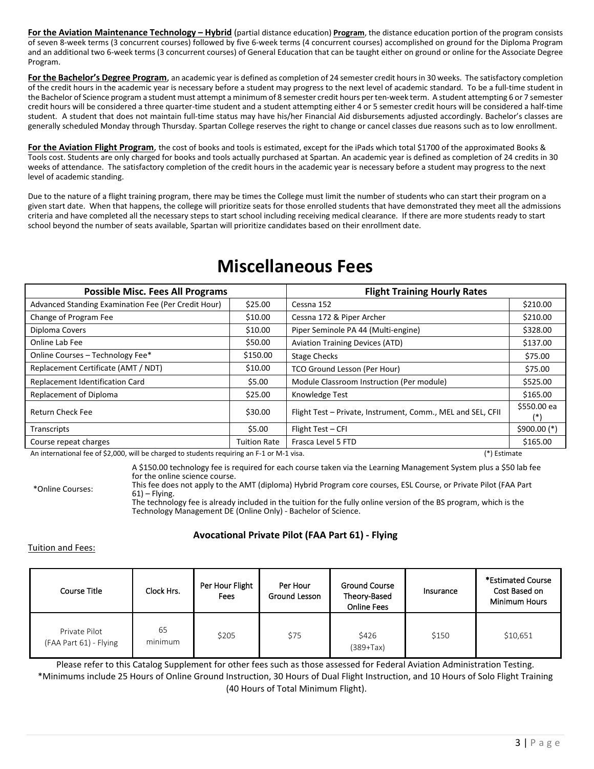**For the Aviation Maintenance Technology – Hybrid** (partial distance education) **Program**, the distance education portion of the program consists of seven 8-week terms (3 concurrent courses) followed by five 6-week terms (4 concurrent courses) accomplished on ground for the Diploma Program and an additional two 6-week terms (3 concurrent courses) of General Education that can be taught either on ground or online for the Associate Degree Program.

**For the Bachelor's Degree Program**, an academic year is defined as completion of 24 semester credit hours in 30 weeks. The satisfactory completion of the credit hours in the academic year is necessary before a student may progress to the next level of academic standard. To be a full-time student in the Bachelor of Science program a student must attempt a minimum of 8 semester credit hours per ten-week term. A student attempting 6 or 7 semester credit hours will be considered a three quarter-time student and a student attempting either 4 or 5 semester credit hours will be considered a half-time student. A student that does not maintain full-time status may have his/her Financial Aid disbursements adjusted accordingly. Bachelor's classes are generally scheduled Monday through Thursday. Spartan College reserves the right to change or cancel classes due reasons such as to low enrollment.

**For the Aviation Flight Program**, the cost of books and tools is estimated, except for the iPads which total $1700 of the approximated Books & Tools cost. Students are only charged for books and tools actually purchased at Spartan. An academic year is defined as completion of 24 credits in 30 weeks of attendance. The satisfactory completion of the credit hours in the academic year is necessary before a student may progress to the next level of academic standing.

Due to the nature of a flight training program, there may be times the College must limit the number of students who can start their program on a given start date. When that happens, the college will prioritize seats for those enrolled students that have demonstrated they meet all the admissions criteria and have completed all the necessary steps to start school including receiving medical clearance. If there are more students ready to start school beyond the number of seats available, Spartan will prioritize candidates based on their enrollment date.

# Miscellaneous Fees

| Possible Misc. Fees All Programs | | Flight Training Hourly Rates | |
|---|---|---|---|
| Advanced Standing Examination Fee (Per Credit Hour) | $25.00 | Cessna 152 | $210.00 |
| Change of Program Fee | $10.00 | Cessna 172 & Piper Archer | $210.00 |
| Diploma Covers | $10.00 | Piper Seminole PA 44 (Multi-engine) | $328.00 |
| Online Lab Fee | $50.00 | Aviation Training Devices (ATD) | $137.00 |
| Online Courses – Technology Fee* | $150.00 | Stage Checks | $75.00 |
| Replacement Certificate (AMT / NDT) | $10.00 | TCO Ground Lesson (Per Hour) | $75.00 |
| Replacement Identification Card | $5.00 | Module Classroom Instruction (Per module) | $525.00 |
| Replacement of Diploma | $25.00 | Knowledge Test | $165.00 |
| Return Check Fee | $30.00 | Flight Test – Private, Instrument, Comm., MEL and SEL, CFII | $550.00 ea (*) |
| Transcripts | $5.00 | Flight Test – CFI | $900.00 (*) |
| Course repeat charges | Tuition Rate | Frasca Level 5 FTD | $165.00 |

An international fee of $2,000, will be charged to students requiring an F-1 or M-1 visa. (*) Estimate

*Online Courses:

A $150.00 technology fee is required for each course taken via the Learning Management System plus a $50 lab fee for the online science course.
This fee does not apply to the AMT (diploma) Hybrid Program core courses, ESL Course, or Private Pilot (FAA Part 61) – Flying.
The technology fee is already included in the tuition for the fully online version of the BS program, which is the Technology Management DE (Online Only) - Bachelor of Science.

### Avocational Private Pilot (FAA Part 61) - Flying

Tuition and Fees:

| Course Title | Clock Hrs. | Per Hour Flight Fees | Per Hour Ground Lesson | Ground Course Theory-Based Online Fees | Insurance | *Estimated Course Cost Based on Minimum Hours |
|---|---|---|---|---|---|---|
| Private Pilot (FAA Part 61) - Flying | 65 minimum | $205 | $75 | $426 (389+Tax) | $150 | $10,651 |

Please refer to this Catalog Supplement for other fees such as those assessed for Federal Aviation Administration Testing.
*Minimums include 25 Hours of Online Ground Instruction, 30 Hours of Dual Flight Instruction, and 10 Hours of Solo Flight Training (40 Hours of Total Minimum Flight).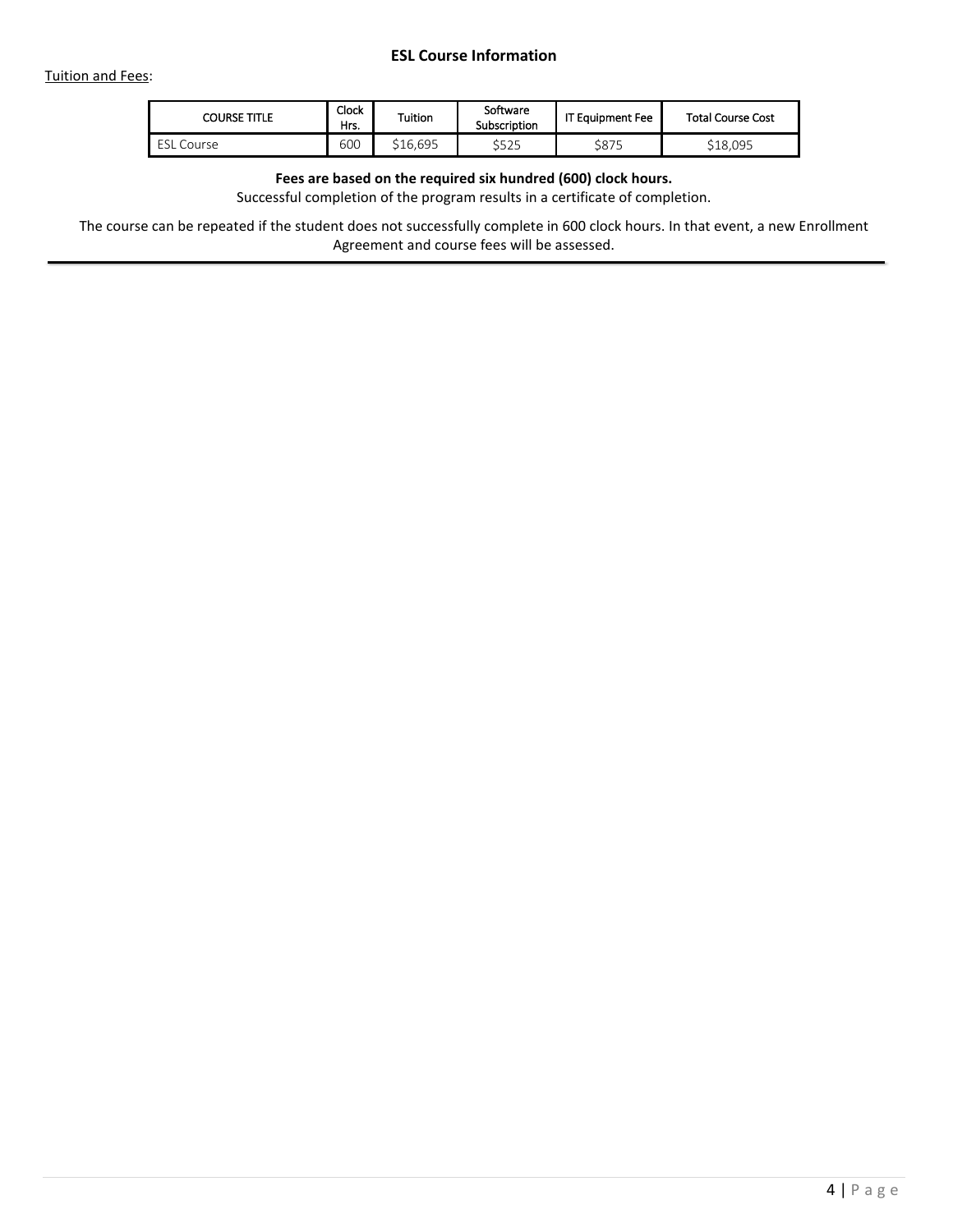## ESL Course Information

Tuition and Fees:

| COURSE TITLE | Clock Hrs. | Tuition | Software Subscription | IT Equipment Fee | Total Course Cost |
|---|---|---|---|---|---|
| ESL Course | 600 | $16,695 | $525 | $875 | $18,095 |

**Fees are based on the required six hundred (600) clock hours.**

Successful completion of the program results in a certificate of completion.

The course can be repeated if the student does not successfully complete in 600 clock hours. In that event, a new Enrollment Agreement and course fees will be assessed.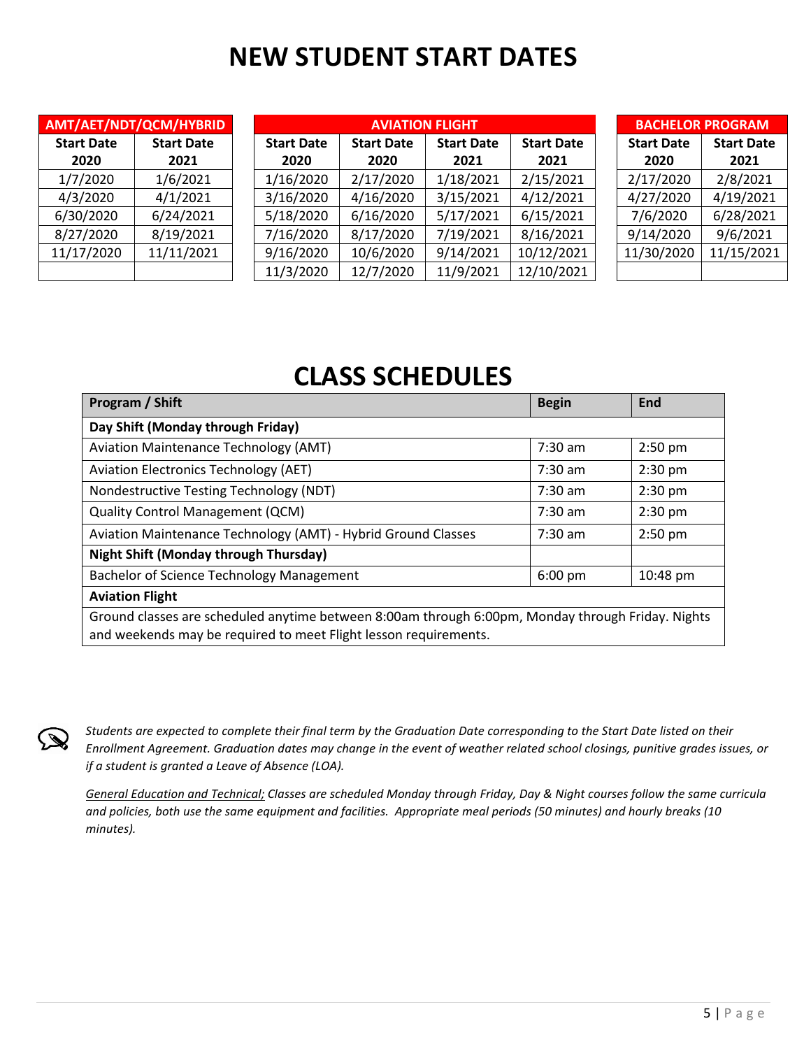# NEW STUDENT START DATES

| AMT/AET/NDT/QCM/HYBRID | |
|---|---|
| **Start Date 2020** | **Start Date 2021** |
| 1/7/2020 | 1/6/2021 |
| 4/3/2020 | 4/1/2021 |
| 6/30/2020 | 6/24/2021 |
| 8/27/2020 | 8/19/2021 |
| 11/17/2020 | 11/11/2021 |
| | |

| AVIATION FLIGHT | | | |
|---|---|---|---|
| **Start Date 2020** | **Start Date 2020** | **Start Date 2021** | **Start Date 2021** |
| 1/16/2020 | 2/17/2020 | 1/18/2021 | 2/15/2021 |
| 3/16/2020 | 4/16/2020 | 3/15/2021 | 4/12/2021 |
| 5/18/2020 | 6/16/2020 | 5/17/2021 | 6/15/2021 |
| 7/16/2020 | 8/17/2020 | 7/19/2021 | 8/16/2021 |
| 9/16/2020 | 10/6/2020 | 9/14/2021 | 10/12/2021 |
| 11/3/2020 | 12/7/2020 | 11/9/2021 | 12/10/2021 |

| BACHELOR PROGRAM | |
|---|---|
| **Start Date 2020** | **Start Date 2021** |
| 2/17/2020 | 2/8/2021 |
| 4/27/2020 | 4/19/2021 |
| 7/6/2020 | 6/28/2021 |
| 9/14/2020 | 9/6/2021 |
| 11/30/2020 | 11/15/2021 |
| | |

# CLASS SCHEDULES

| Program / Shift | Begin | End |
|---|---|---|
| **Day Shift (Monday through Friday)** | | |
| Aviation Maintenance Technology (AMT) | 7:30 am | 2:50 pm |
| Aviation Electronics Technology (AET) | 7:30 am | 2:30 pm |
| Nondestructive Testing Technology (NDT) | 7:30 am | 2:30 pm |
| Quality Control Management (QCM) | 7:30 am | 2:30 pm |
| Aviation Maintenance Technology (AMT) - Hybrid Ground Classes | 7:30 am | 2:50 pm |
| **Night Shift (Monday through Thursday)** | | |
| Bachelor of Science Technology Management | 6:00 pm | 10:48 pm |
| **Aviation Flight** | | |
| Ground classes are scheduled anytime between 8:00am through 6:00pm, Monday through Friday. Nights and weekends may be required to meet Flight lesson requirements. | | |

*Students are expected to complete their final term by the Graduation Date corresponding to the Start Date listed on their Enrollment Agreement. Graduation dates may change in the event of weather related school closings, punitive grades issues, or if a student is granted a Leave of Absence (LOA).*

*General Education and Technical; Classes are scheduled Monday through Friday, Day & Night courses follow the same curricula and policies, both use the same equipment and facilities. Appropriate meal periods (50 minutes) and hourly breaks (10 minutes).*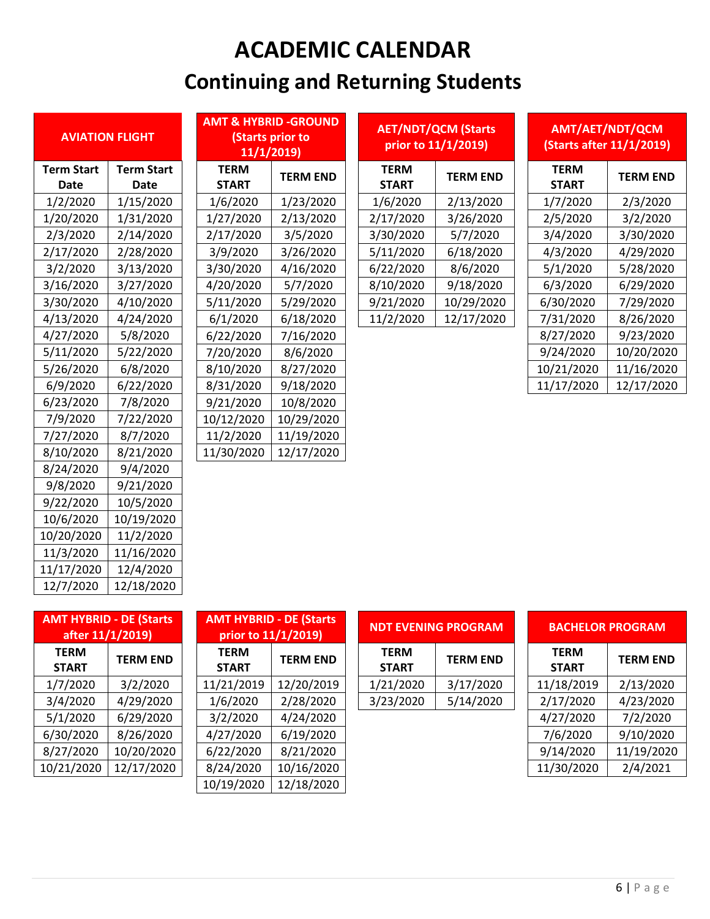# ACADEMIC CALENDAR

## Continuing and Returning Students

### AVIATION FLIGHT

| Term Start Date | Term Start Date |
|---|---|
| 1/2/2020 | 1/15/2020 |
| 1/20/2020 | 1/31/2020 |
| 2/3/2020 | 2/14/2020 |
| 2/17/2020 | 2/28/2020 |
| 3/2/2020 | 3/13/2020 |
| 3/16/2020 | 3/27/2020 |
| 3/30/2020 | 4/10/2020 |
| 4/13/2020 | 4/24/2020 |
| 4/27/2020 | 5/8/2020 |
| 5/11/2020 | 5/22/2020 |
| 5/26/2020 | 6/8/2020 |
| 6/9/2020 | 6/22/2020 |
| 6/23/2020 | 7/8/2020 |
| 7/9/2020 | 7/22/2020 |
| 7/27/2020 | 8/7/2020 |
| 8/10/2020 | 8/21/2020 |
| 8/24/2020 | 9/4/2020 |
| 9/8/2020 | 9/21/2020 |
| 9/22/2020 | 10/5/2020 |
| 10/6/2020 | 10/19/2020 |
| 10/20/2020 | 11/2/2020 |
| 11/3/2020 | 11/16/2020 |
| 11/17/2020 | 12/4/2020 |
| 12/7/2020 | 12/18/2020 |

### AMT & HYBRID -GROUND (Starts prior to 11/1/2019)

| TERM START | TERM END |
|---|---|
| 1/6/2020 | 1/23/2020 |
| 1/27/2020 | 2/13/2020 |
| 2/17/2020 | 3/5/2020 |
| 3/9/2020 | 3/26/2020 |
| 3/30/2020 | 4/16/2020 |
| 4/20/2020 | 5/7/2020 |
| 5/11/2020 | 5/29/2020 |
| 6/1/2020 | 6/18/2020 |
| 6/22/2020 | 7/16/2020 |
| 7/20/2020 | 8/6/2020 |
| 8/10/2020 | 8/27/2020 |
| 8/31/2020 | 9/18/2020 |
| 9/21/2020 | 10/8/2020 |
| 10/12/2020 | 10/29/2020 |
| 11/2/2020 | 11/19/2020 |
| 11/30/2020 | 12/17/2020 |

### AET/NDT/QCM (Starts prior to 11/1/2019)

| TERM START | TERM END |
|---|---|
| 1/6/2020 | 2/13/2020 |
| 2/17/2020 | 3/26/2020 |
| 3/30/2020 | 5/7/2020 |
| 5/11/2020 | 6/18/2020 |
| 6/22/2020 | 8/6/2020 |
| 8/10/2020 | 9/18/2020 |
| 9/21/2020 | 10/29/2020 |
| 11/2/2020 | 12/17/2020 |

### AMT/AET/NDT/QCM (Starts after 11/1/2019)

| TERM START | TERM END |
|---|---|
| 1/7/2020 | 2/3/2020 |
| 2/5/2020 | 3/2/2020 |
| 3/4/2020 | 3/30/2020 |
| 4/3/2020 | 4/29/2020 |
| 5/1/2020 | 5/28/2020 |
| 6/3/2020 | 6/29/2020 |
| 6/30/2020 | 7/29/2020 |
| 7/31/2020 | 8/26/2020 |
| 8/27/2020 | 9/23/2020 |
| 9/24/2020 | 10/20/2020 |
| 10/21/2020 | 11/16/2020 |
| 11/17/2020 | 12/17/2020 |

### AMT HYBRID - DE (Starts after 11/1/2019)

| TERM START | TERM END |
|---|---|
| 1/7/2020 | 3/2/2020 |
| 3/4/2020 | 4/29/2020 |
| 5/1/2020 | 6/29/2020 |
| 6/30/2020 | 8/26/2020 |
| 8/27/2020 | 10/20/2020 |
| 10/21/2020 | 12/17/2020 |

### AMT HYBRID - DE (Starts prior to 11/1/2019)

| TERM START | TERM END |
|---|---|
| 11/21/2019 | 12/20/2019 |
| 1/6/2020 | 2/28/2020 |
| 3/2/2020 | 4/24/2020 |
| 4/27/2020 | 6/19/2020 |
| 6/22/2020 | 8/21/2020 |
| 8/24/2020 | 10/16/2020 |
| 10/19/2020 | 12/18/2020 |

### NDT EVENING PROGRAM

| TERM START | TERM END |
|---|---|
| 1/21/2020 | 3/17/2020 |
| 3/23/2020 | 5/14/2020 |

### BACHELOR PROGRAM

| TERM START | TERM END |
|---|---|
| 11/18/2019 | 2/13/2020 |
| 2/17/2020 | 4/23/2020 |
| 4/27/2020 | 7/2/2020 |
| 7/6/2020 | 9/10/2020 |
| 9/14/2020 | 11/19/2020 |
| 11/30/2020 | 2/4/2021 |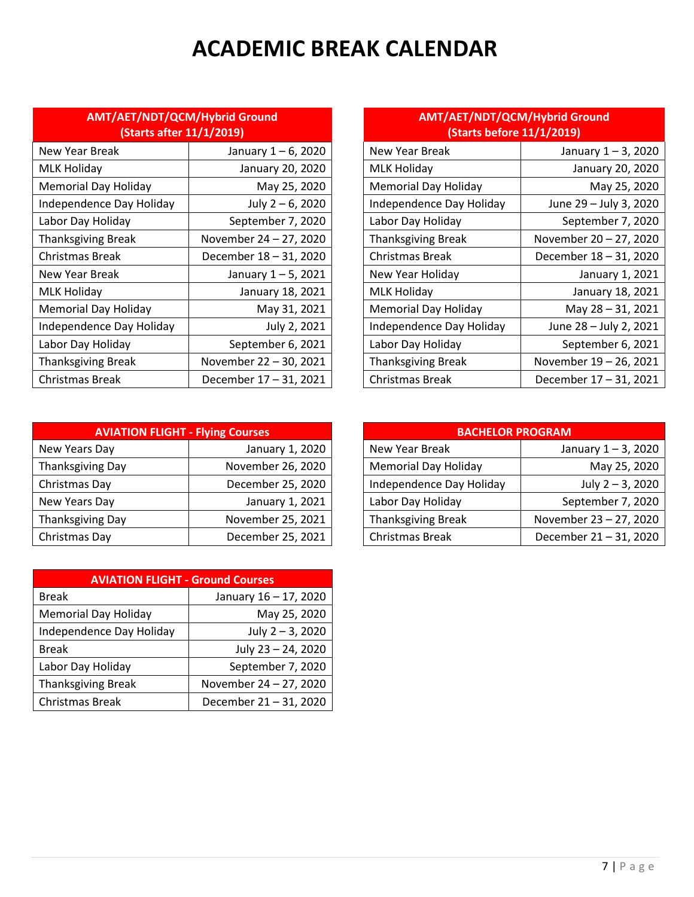# ACADEMIC BREAK CALENDAR

| AMT/AET/NDT/QCM/Hybrid Ground (Starts after 11/1/2019) | |
|---|---|
| New Year Break | January 1 – 6, 2020 |
| MLK Holiday | January 20, 2020 |
| Memorial Day Holiday | May 25, 2020 |
| Independence Day Holiday | July 2 – 6, 2020 |
| Labor Day Holiday | September 7, 2020 |
| Thanksgiving Break | November 24 – 27, 2020 |
| Christmas Break | December 18 – 31, 2020 |
| New Year Break | January 1 – 5, 2021 |
| MLK Holiday | January 18, 2021 |
| Memorial Day Holiday | May 31, 2021 |
| Independence Day Holiday | July 2, 2021 |
| Labor Day Holiday | September 6, 2021 |
| Thanksgiving Break | November 22 – 30, 2021 |
| Christmas Break | December 17 – 31, 2021 |

| AMT/AET/NDT/QCM/Hybrid Ground (Starts before 11/1/2019) | |
|---|---|
| New Year Break | January 1 – 3, 2020 |
| MLK Holiday | January 20, 2020 |
| Memorial Day Holiday | May 25, 2020 |
| Independence Day Holiday | June 29 – July 3, 2020 |
| Labor Day Holiday | September 7, 2020 |
| Thanksgiving Break | November 20 – 27, 2020 |
| Christmas Break | December 18 – 31, 2020 |
| New Year Holiday | January 1, 2021 |
| MLK Holiday | January 18, 2021 |
| Memorial Day Holiday | May 28 – 31, 2021 |
| Independence Day Holiday | June 28 – July 2, 2021 |
| Labor Day Holiday | September 6, 2021 |
| Thanksgiving Break | November 19 – 26, 2021 |
| Christmas Break | December 17 – 31, 2021 |

| AVIATION FLIGHT - Flying Courses | |
|---|---|
| New Years Day | January 1, 2020 |
| Thanksgiving Day | November 26, 2020 |
| Christmas Day | December 25, 2020 |
| New Years Day | January 1, 2021 |
| Thanksgiving Day | November 25, 2021 |
| Christmas Day | December 25, 2021 |

| BACHELOR PROGRAM | |
|---|---|
| New Year Break | January 1 – 3, 2020 |
| Memorial Day Holiday | May 25, 2020 |
| Independence Day Holiday | July 2 – 3, 2020 |
| Labor Day Holiday | September 7, 2020 |
| Thanksgiving Break | November 23 – 27, 2020 |
| Christmas Break | December 21 – 31, 2020 |

| AVIATION FLIGHT - Ground Courses | |
|---|---|
| Break | January 16 – 17, 2020 |
| Memorial Day Holiday | May 25, 2020 |
| Independence Day Holiday | July 2 – 3, 2020 |
| Break | July 23 – 24, 2020 |
| Labor Day Holiday | September 7, 2020 |
| Thanksgiving Break | November 24 – 27, 2020 |
| Christmas Break | December 21 – 31, 2020 |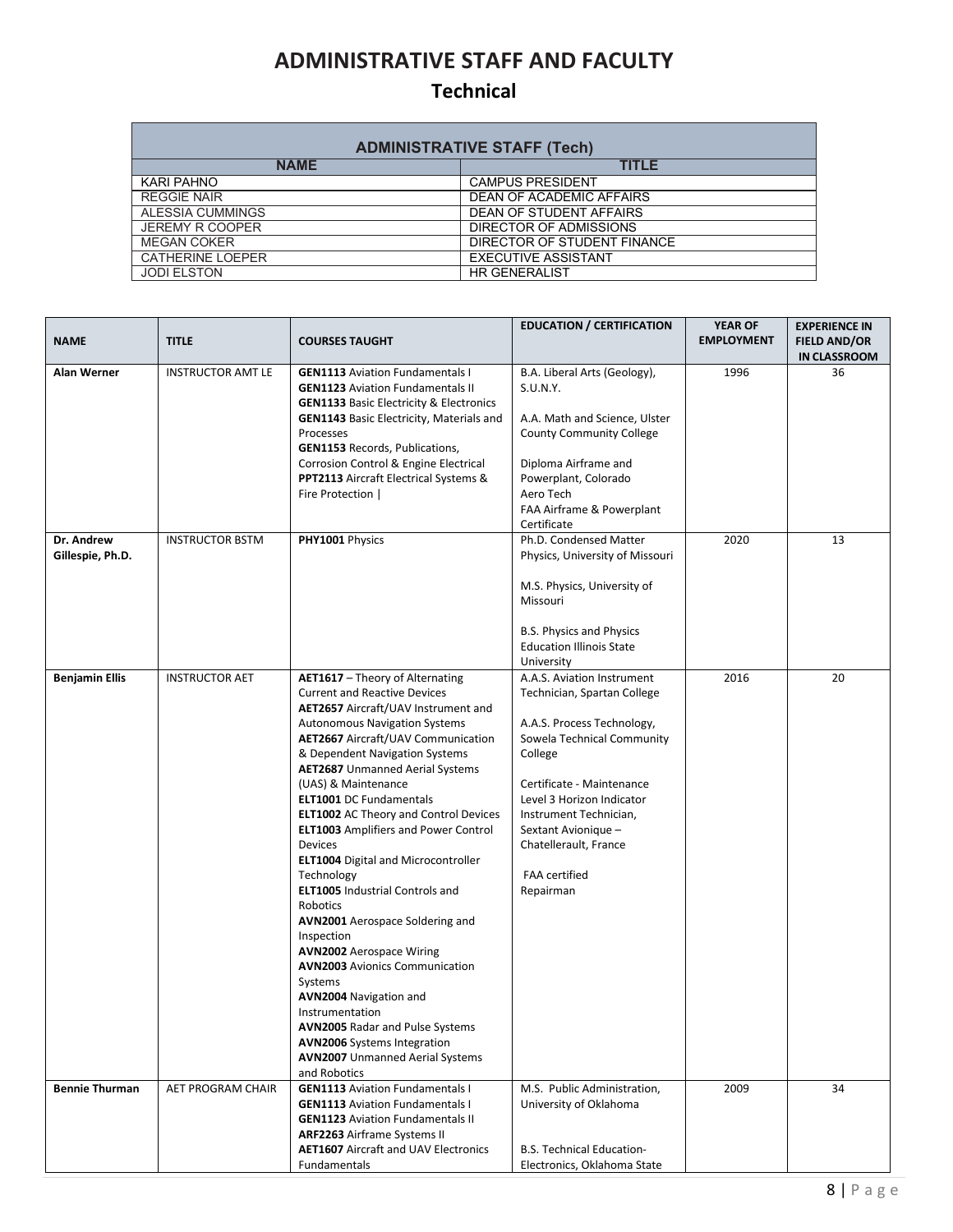# ADMINISTRATIVE STAFF AND FACULTY

## Technical

| ADMINISTRATIVE STAFF (Tech) | |
|---|---|
| **NAME** | **TITLE** |
| KARI PAHNO | CAMPUS PRESIDENT |
| REGGIE NAIR | DEAN OF ACADEMIC AFFAIRS |
| ALESSIA CUMMINGS | DEAN OF STUDENT AFFAIRS |
| JEREMY R COOPER | DIRECTOR OF ADMISSIONS |
| MEGAN COKER | DIRECTOR OF STUDENT FINANCE |
| CATHERINE LOEPER | EXECUTIVE ASSISTANT |
| JODI ELSTON | HR GENERALIST |

| NAME | TITLE | COURSES TAUGHT | EDUCATION / CERTIFICATION | YEAR OF EMPLOYMENT | EXPERIENCE IN FIELD AND/OR IN CLASSROOM |
|---|---|---|---|---|---|
| **Alan Werner** | INSTRUCTOR AMT LE | **GEN1113** Aviation Fundamentals I<br>**GEN1123** Aviation Fundamentals II<br>**GEN1133** Basic Electricity & Electronics<br>**GEN1143** Basic Electricity, Materials and Processes<br>**GEN1153** Records, Publications, Corrosion Control & Engine Electrical<br>**PPT2113** Aircraft Electrical Systems & Fire Protection \| | B.A. Liberal Arts (Geology), S.U.N.Y.<br><br>A.A. Math and Science, Ulster County Community College<br><br>Diploma Airframe and Powerplant, Colorado Aero Tech<br>FAA Airframe & Powerplant Certificate | 1996 | 36 |
| **Dr. Andrew Gillespie, Ph.D.** | INSTRUCTOR BSTM | **PHY1001** Physics | Ph.D. Condensed Matter Physics, University of Missouri<br><br>M.S. Physics, University of Missouri<br><br>B.S. Physics and Physics Education Illinois State University | 2020 | 13 |
| **Benjamin Ellis** | INSTRUCTOR AET | **AET1617** – Theory of Alternating Current and Reactive Devices<br>**AET2657** Aircraft/UAV Instrument and Autonomous Navigation Systems<br>**AET2667** Aircraft/UAV Communication & Dependent Navigation Systems<br>**AET2687** Unmanned Aerial Systems (UAS) & Maintenance<br>**ELT1001** DC Fundamentals<br>**ELT1002** AC Theory and Control Devices<br>**ELT1003** Amplifiers and Power Control Devices<br>**ELT1004** Digital and Microcontroller Technology<br>**ELT1005** Industrial Controls and Robotics<br>**AVN2001** Aerospace Soldering and Inspection<br>**AVN2002** Aerospace Wiring<br>**AVN2003** Avionics Communication Systems<br>**AVN2004** Navigation and Instrumentation<br>**AVN2005** Radar and Pulse Systems<br>**AVN2006** Systems Integration<br>**AVN2007** Unmanned Aerial Systems and Robotics | A.A.S. Aviation Instrument Technician, Spartan College<br><br>A.A.S. Process Technology, Sowela Technical Community College<br><br>Certificate - Maintenance Level 3 Horizon Indicator Instrument Technician, Sextant Avionique – Chatellerault, France<br><br>FAA certified Repairman | 2016 | 20 |
| **Bennie Thurman** | AET PROGRAM CHAIR | **GEN1113** Aviation Fundamentals I<br>**GEN1113** Aviation Fundamentals I<br>**GEN1123** Aviation Fundamentals II<br>**ARF2263** Airframe Systems II<br>**AET1607** Aircraft and UAV Electronics Fundamentals | M.S. Public Administration, University of Oklahoma<br><br>B.S. Technical Education-Electronics, Oklahoma State | 2009 | 34 |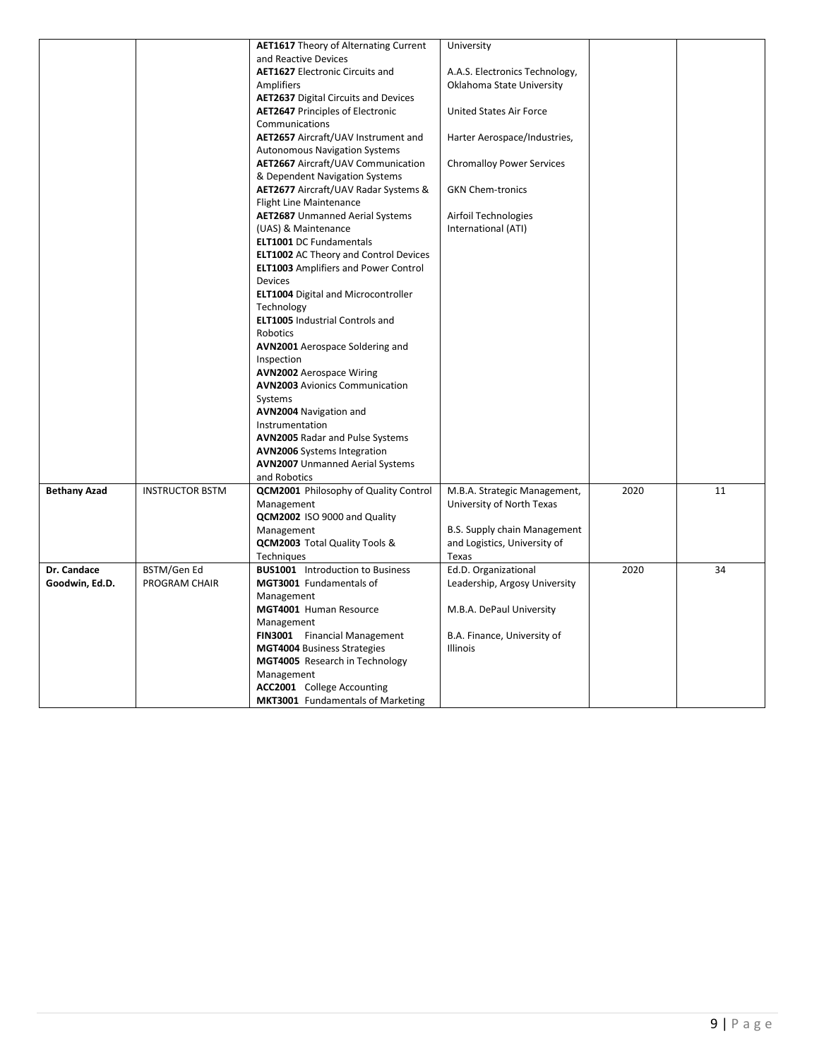| | | | | | |
|---|---|---|---|---|---|
| | | **AET1617** Theory of Alternating Current and Reactive Devices<br>**AET1627** Electronic Circuits and Amplifiers<br>**AET2637** Digital Circuits and Devices<br>**AET2647** Principles of Electronic Communications<br>**AET2657** Aircraft/UAV Instrument and Autonomous Navigation Systems<br>**AET2667** Aircraft/UAV Communication & Dependent Navigation Systems<br>**AET2677** Aircraft/UAV Radar Systems & Flight Line Maintenance<br>**AET2687** Unmanned Aerial Systems (UAS) & Maintenance<br>**ELT1001** DC Fundamentals<br>**ELT1002** AC Theory and Control Devices<br>**ELT1003** Amplifiers and Power Control Devices<br>**ELT1004** Digital and Microcontroller Technology<br>**ELT1005** Industrial Controls and Robotics<br>**AVN2001** Aerospace Soldering and Inspection<br>**AVN2002** Aerospace Wiring<br>**AVN2003** Avionics Communication Systems<br>**AVN2004** Navigation and Instrumentation<br>**AVN2005** Radar and Pulse Systems<br>**AVN2006** Systems Integration<br>**AVN2007** Unmanned Aerial Systems and Robotics | University<br><br>A.A.S. Electronics Technology, Oklahoma State University<br><br>United States Air Force<br><br>Harter Aerospace/Industries,<br><br>Chromalloy Power Services<br><br>GKN Chem-tronics<br><br>Airfoil Technologies International (ATI) | | |
| **Bethany Azad** | INSTRUCTOR BSTM | **QCM2001** Philosophy of Quality Control Management<br>**QCM2002** ISO 9000 and Quality Management<br>**QCM2003** Total Quality Tools & Techniques | M.B.A. Strategic Management, University of North Texas<br><br>B.S. Supply chain Management and Logistics, University of Texas | 2020 | 11 |
| **Dr. Candace Goodwin, Ed.D.** | BSTM/Gen Ed PROGRAM CHAIR | **BUS1001** Introduction to Business<br>**MGT3001** Fundamentals of Management<br>**MGT4001** Human Resource Management<br>**FIN3001** Financial Management<br>**MGT4004** Business Strategies<br>**MGT4005** Research in Technology Management<br>**ACC2001** College Accounting<br>**MKT3001** Fundamentals of Marketing | Ed.D. Organizational Leadership, Argosy University<br><br>M.B.A. DePaul University<br><br>B.A. Finance, University of Illinois | 2020 | 34 |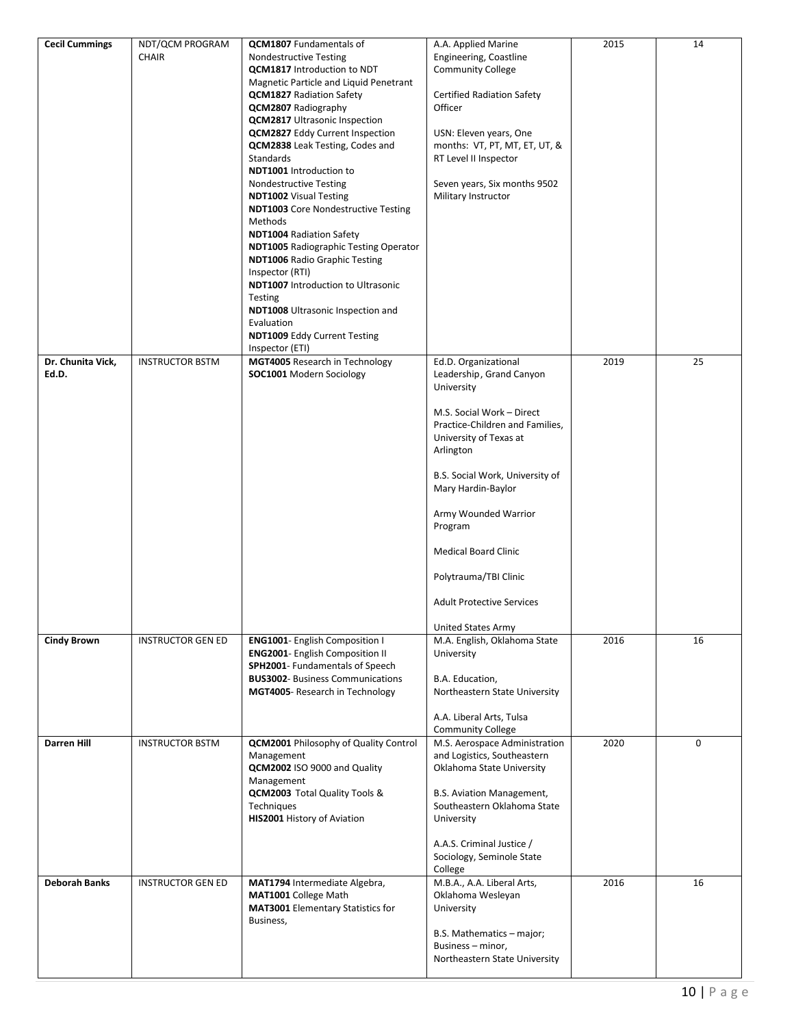| | | | | | |
|---|---|---|---|---|---|
| **Cecil Cummings** | NDT/QCM PROGRAM CHAIR | **QCM1807** Fundamentals of Nondestructive Testing<br>**QCM1817** Introduction to NDT Magnetic Particle and Liquid Penetrant<br>**QCM1827** Radiation Safety<br>**QCM2807** Radiography<br>**QCM2817** Ultrasonic Inspection<br>**QCM2827** Eddy Current Inspection<br>**QCM2838** Leak Testing, Codes and Standards<br>**NDT1001** Introduction to Nondestructive Testing<br>**NDT1002** Visual Testing<br>**NDT1003** Core Nondestructive Testing Methods<br>**NDT1004** Radiation Safety<br>**NDT1005** Radiographic Testing Operator<br>**NDT1006** Radio Graphic Testing Inspector (RTI)<br>**NDT1007** Introduction to Ultrasonic Testing<br>**NDT1008** Ultrasonic Inspection and Evaluation<br>**NDT1009** Eddy Current Testing Inspector (ETI) | A.A. Applied Marine Engineering, Coastline Community College<br><br>Certified Radiation Safety Officer<br><br>USN: Eleven years, One months: VT, PT, MT, ET, UT, & RT Level II Inspector<br><br>Seven years, Six months 9502 Military Instructor | 2015 | 14 |
| **Dr. Chunita Vick, Ed.D.** | INSTRUCTOR BSTM | **MGT4005** Research in Technology<br>**SOC1001** Modern Sociology | Ed.D. Organizational Leadership, Grand Canyon University<br><br>M.S. Social Work – Direct Practice-Children and Families, University of Texas at Arlington<br><br>B.S. Social Work, University of Mary Hardin-Baylor<br><br>Army Wounded Warrior Program<br><br>Medical Board Clinic<br><br>Polytrauma/TBI Clinic<br><br>Adult Protective Services<br><br>United States Army | 2019 | 25 |
| **Cindy Brown** | INSTRUCTOR GEN ED | **ENG1001**- English Composition I<br>**ENG2001**- English Composition II<br>**SPH2001**- Fundamentals of Speech<br>**BUS3002**- Business Communications<br>**MGT4005**- Research in Technology | M.A. English, Oklahoma State University<br><br>B.A. Education, Northeastern State University<br><br>A.A. Liberal Arts, Tulsa Community College | 2016 | 16 |
| **Darren Hill** | INSTRUCTOR BSTM | **QCM2001** Philosophy of Quality Control Management<br>**QCM2002** ISO 9000 and Quality Management<br>**QCM2003** Total Quality Tools & Techniques<br>**HIS2001** History of Aviation | M.S. Aerospace Administration and Logistics, Southeastern Oklahoma State University<br><br>B.S. Aviation Management, Southeastern Oklahoma State University<br><br>A.A.S. Criminal Justice / Sociology, Seminole State College | 2020 | 0 |
| **Deborah Banks** | INSTRUCTOR GEN ED | **MAT1794** Intermediate Algebra,<br>**MAT1001** College Math<br>**MAT3001** Elementary Statistics for Business, | M.B.A., A.A. Liberal Arts, Oklahoma Wesleyan University<br><br>B.S. Mathematics – major; Business – minor, Northeastern State University | 2016 | 16 |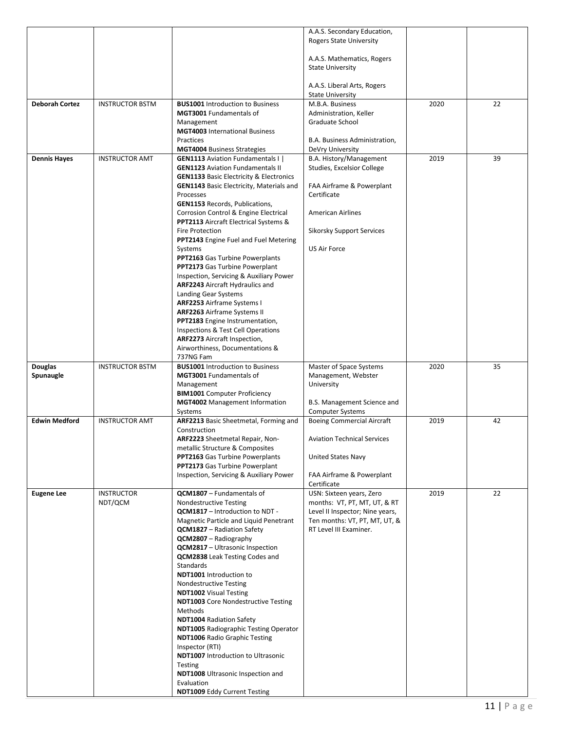| | | | | | |
|---|---|---|---|---|---|
| | | | A.A.S. Secondary Education, Rogers State University<br><br>A.A.S. Mathematics, Rogers State University<br><br>A.A.S. Liberal Arts, Rogers State University | | |
| **Deborah Cortez** | INSTRUCTOR BSTM | **BUS1001** Introduction to Business<br>**MGT3001** Fundamentals of Management<br>**MGT4003** International Business Practices<br>**MGT4004** Business Strategies | M.B.A. Business Administration, Keller Graduate School<br><br>B.A. Business Administration, DeVry University | 2020 | 22 |
| **Dennis Hayes** | INSTRUCTOR AMT | **GEN1113** Aviation Fundamentals I \|<br>**GEN1123** Aviation Fundamentals II<br>**GEN1133** Basic Electricity & Electronics<br>**GEN1143** Basic Electricity, Materials and Processes<br>**GEN1153** Records, Publications, Corrosion Control & Engine Electrical<br>**PPT2113** Aircraft Electrical Systems & Fire Protection<br>**PPT2143** Engine Fuel and Fuel Metering Systems<br>**PPT2163** Gas Turbine Powerplants<br>**PPT2173** Gas Turbine Powerplant Inspection, Servicing & Auxiliary Power<br>**ARF2243** Aircraft Hydraulics and Landing Gear Systems<br>**ARF2253** Airframe Systems I<br>**ARF2263** Airframe Systems II<br>**PPT2183** Engine Instrumentation, Inspections & Test Cell Operations<br>**ARF2273** Aircraft Inspection, Airworthiness, Documentations & 737NG Fam | B.A. History/Management Studies, Excelsior College<br><br>FAA Airframe & Powerplant Certificate<br><br>American Airlines<br><br>Sikorsky Support Services<br><br>US Air Force | 2019 | 39 |
| **Douglas Spunaugle** | INSTRUCTOR BSTM | **BUS1001** Introduction to Business<br>**MGT3001** Fundamentals of Management<br>**BIM1001** Computer Proficiency<br>**MGT4002** Management Information Systems | Master of Space Systems Management, Webster University<br><br>B.S. Management Science and Computer Systems | 2020 | 35 |
| **Edwin Medford** | INSTRUCTOR AMT | **ARF2213** Basic Sheetmetal, Forming and Construction<br>**ARF2223** Sheetmetal Repair, Non-metallic Structure & Composites<br>**PPT2163** Gas Turbine Powerplants<br>**PPT2173** Gas Turbine Powerplant Inspection, Servicing & Auxiliary Power | Boeing Commercial Aircraft<br><br>Aviation Technical Services<br><br>United States Navy<br><br>FAA Airframe & Powerplant Certificate | 2019 | 42 |
| **Eugene Lee** | INSTRUCTOR NDT/QCM | **QCM1807** – Fundamentals of Nondestructive Testing<br>**QCM1817** – Introduction to NDT - Magnetic Particle and Liquid Penetrant<br>**QCM1827** – Radiation Safety<br>**QCM2807** – Radiography<br>**QCM2817** – Ultrasonic Inspection<br>**QCM2838** Leak Testing Codes and Standards<br>**NDT1001** Introduction to Nondestructive Testing<br>**NDT1002** Visual Testing<br>**NDT1003** Core Nondestructive Testing Methods<br>**NDT1004** Radiation Safety<br>**NDT1005** Radiographic Testing Operator<br>**NDT1006** Radio Graphic Testing Inspector (RTI)<br>**NDT1007** Introduction to Ultrasonic Testing<br>**NDT1008** Ultrasonic Inspection and Evaluation<br>**NDT1009** Eddy Current Testing | USN: Sixteen years, Zero months: VT, PT, MT, UT, & RT Level II Inspector; Nine years, Ten months: VT, PT, MT, UT, & RT Level III Examiner. | 2019 | 22 |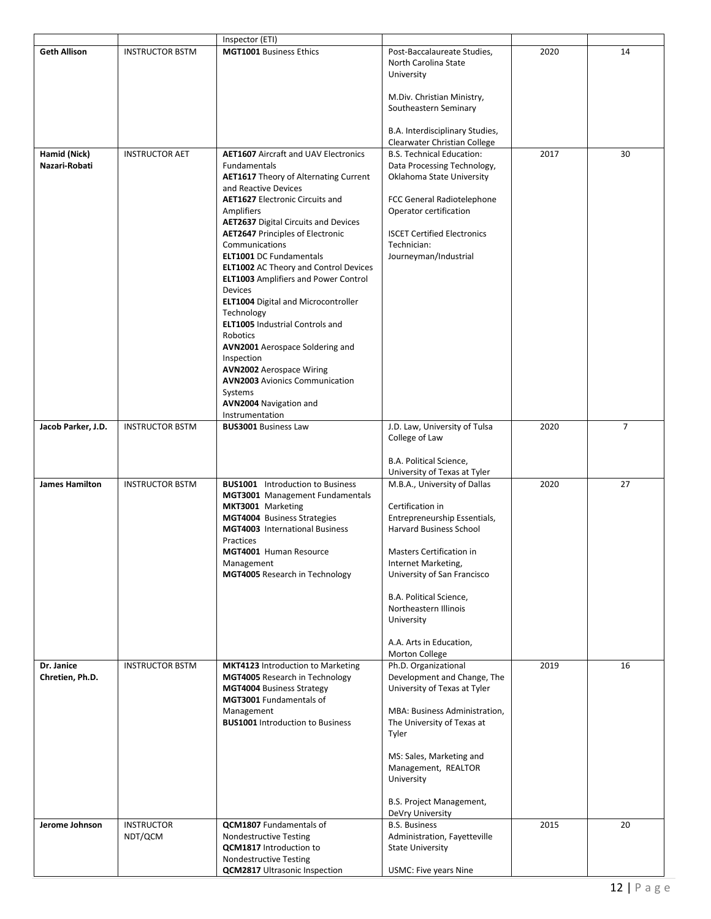| | | Inspector (ETI) | | | |
|---|---|---|---|---|---|
| **Geth Allison** | INSTRUCTOR BSTM | **MGT1001** Business Ethics | Post-Baccalaureate Studies, North Carolina State University<br><br>M.Div. Christian Ministry, Southeastern Seminary<br><br>B.A. Interdisciplinary Studies, Clearwater Christian College | 2020 | 14 |
| **Hamid (Nick) Nazari-Robati** | INSTRUCTOR AET | **AET1607** Aircraft and UAV Electronics Fundamentals<br>**AET1617** Theory of Alternating Current and Reactive Devices<br>**AET1627** Electronic Circuits and Amplifiers<br>**AET2637** Digital Circuits and Devices<br>**AET2647** Principles of Electronic Communications<br>**ELT1001** DC Fundamentals<br>**ELT1002** AC Theory and Control Devices<br>**ELT1003** Amplifiers and Power Control Devices<br>**ELT1004** Digital and Microcontroller Technology<br>**ELT1005** Industrial Controls and Robotics<br>**AVN2001** Aerospace Soldering and Inspection<br>**AVN2002** Aerospace Wiring<br>**AVN2003** Avionics Communication Systems<br>**AVN2004** Navigation and Instrumentation | B.S. Technical Education: Data Processing Technology, Oklahoma State University<br><br>FCC General Radiotelephone Operator certification<br><br>ISCET Certified Electronics Technician: Journeyman/Industrial | 2017 | 30 |
| **Jacob Parker, J.D.** | INSTRUCTOR BSTM | **BUS3001** Business Law | J.D. Law, University of Tulsa College of Law<br><br>B.A. Political Science, University of Texas at Tyler | 2020 | 7 |
| **James Hamilton** | INSTRUCTOR BSTM | **BUS1001** Introduction to Business<br>**MGT3001** Management Fundamentals<br>**MKT3001** Marketing<br>**MGT4004** Business Strategies<br>**MGT4003** International Business Practices<br>**MGT4001** Human Resource Management<br>**MGT4005** Research in Technology | M.B.A., University of Dallas<br><br>Certification in Entrepreneurship Essentials, Harvard Business School<br><br>Masters Certification in Internet Marketing, University of San Francisco<br><br>B.A. Political Science, Northeastern Illinois University<br><br>A.A. Arts in Education, Morton College | 2020 | 27 |
| **Dr. Janice Chretien, Ph.D.** | INSTRUCTOR BSTM | **MKT4123** Introduction to Marketing<br>**MGT4005** Research in Technology<br>**MGT4004** Business Strategy<br>**MGT3001** Fundamentals of Management<br>**BUS1001** Introduction to Business | Ph.D. Organizational Development and Change, The University of Texas at Tyler<br><br>MBA: Business Administration, The University of Texas at Tyler<br><br>MS: Sales, Marketing and Management, REALTOR University<br><br>B.S. Project Management, DeVry University | 2019 | 16 |
| **Jerome Johnson** | INSTRUCTOR NDT/QCM | **QCM1807** Fundamentals of Nondestructive Testing<br>**QCM1817** Introduction to Nondestructive Testing<br>**QCM2817** Ultrasonic Inspection | B.S. Business Administration, Fayetteville State University<br><br>USMC: Five years Nine | 2015 | 20 |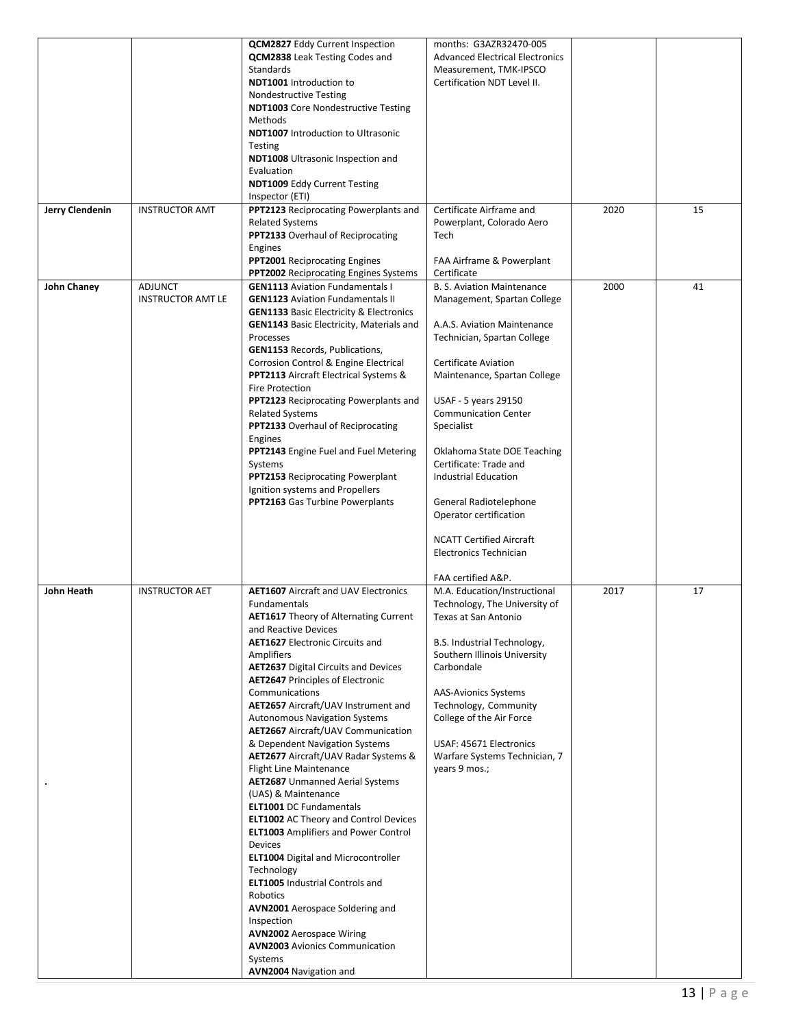| | | | | | |
|---|---|---|---|---|---|
| | | **QCM2827** Eddy Current Inspection<br>**QCM2838** Leak Testing Codes and Standards<br>**NDT1001** Introduction to Nondestructive Testing<br>**NDT1003** Core Nondestructive Testing Methods<br>**NDT1007** Introduction to Ultrasonic Testing<br>**NDT1008** Ultrasonic Inspection and Evaluation<br>**NDT1009** Eddy Current Testing Inspector (ETI) | months: G3AZR32470-005 Advanced Electrical Electronics Measurement, TMK-IPSCO Certification NDT Level II. | | |
| **Jerry Clendenin** | INSTRUCTOR AMT | **PPT2123** Reciprocating Powerplants and Related Systems<br>**PPT2133** Overhaul of Reciprocating Engines<br>**PPT2001** Reciprocating Engines<br>**PPT2002** Reciprocating Engines Systems | Certificate Airframe and Powerplant, Colorado Aero Tech<br><br>FAA Airframe & Powerplant Certificate | 2020 | 15 |
| **John Chaney** | ADJUNCT INSTRUCTOR AMT LE | **GEN1113** Aviation Fundamentals I<br>**GEN1123** Aviation Fundamentals II<br>**GEN1133** Basic Electricity & Electronics<br>**GEN1143** Basic Electricity, Materials and Processes<br>**GEN1153** Records, Publications, Corrosion Control & Engine Electrical<br>**PPT2113** Aircraft Electrical Systems & Fire Protection<br>**PPT2123** Reciprocating Powerplants and Related Systems<br>**PPT2133** Overhaul of Reciprocating Engines<br>**PPT2143** Engine Fuel and Fuel Metering Systems<br>**PPT2153** Reciprocating Powerplant Ignition systems and Propellers<br>**PPT2163** Gas Turbine Powerplants | B. S. Aviation Maintenance Management, Spartan College<br><br>A.A.S. Aviation Maintenance Technician, Spartan College<br><br>Certificate Aviation Maintenance, Spartan College<br><br>USAF - 5 years 29150 Communication Center Specialist<br><br>Oklahoma State DOE Teaching Certificate: Trade and Industrial Education<br><br>General Radiotelephone Operator certification<br><br>NCATT Certified Aircraft Electronics Technician<br><br>FAA certified A&P. | 2000 | 41 |
| **John Heath**<br><br>. | INSTRUCTOR AET | **AET1607** Aircraft and UAV Electronics Fundamentals<br>**AET1617** Theory of Alternating Current and Reactive Devices<br>**AET1627** Electronic Circuits and Amplifiers<br>**AET2637** Digital Circuits and Devices<br>**AET2647** Principles of Electronic Communications<br>**AET2657** Aircraft/UAV Instrument and Autonomous Navigation Systems<br>**AET2667** Aircraft/UAV Communication & Dependent Navigation Systems<br>**AET2677** Aircraft/UAV Radar Systems & Flight Line Maintenance<br>**AET2687** Unmanned Aerial Systems (UAS) & Maintenance<br>**ELT1001** DC Fundamentals<br>**ELT1002** AC Theory and Control Devices<br>**ELT1003** Amplifiers and Power Control Devices<br>**ELT1004** Digital and Microcontroller Technology<br>**ELT1005** Industrial Controls and Robotics<br>**AVN2001** Aerospace Soldering and Inspection<br>**AVN2002** Aerospace Wiring<br>**AVN2003** Avionics Communication Systems<br>**AVN2004** Navigation and | M.A. Education/Instructional Technology, The University of Texas at San Antonio<br><br>B.S. Industrial Technology, Southern Illinois University Carbondale<br><br>AAS-Avionics Systems Technology, Community College of the Air Force<br><br>USAF: 45671 Electronics Warfare Systems Technician, 7 years 9 mos.; | 2017 | 17 |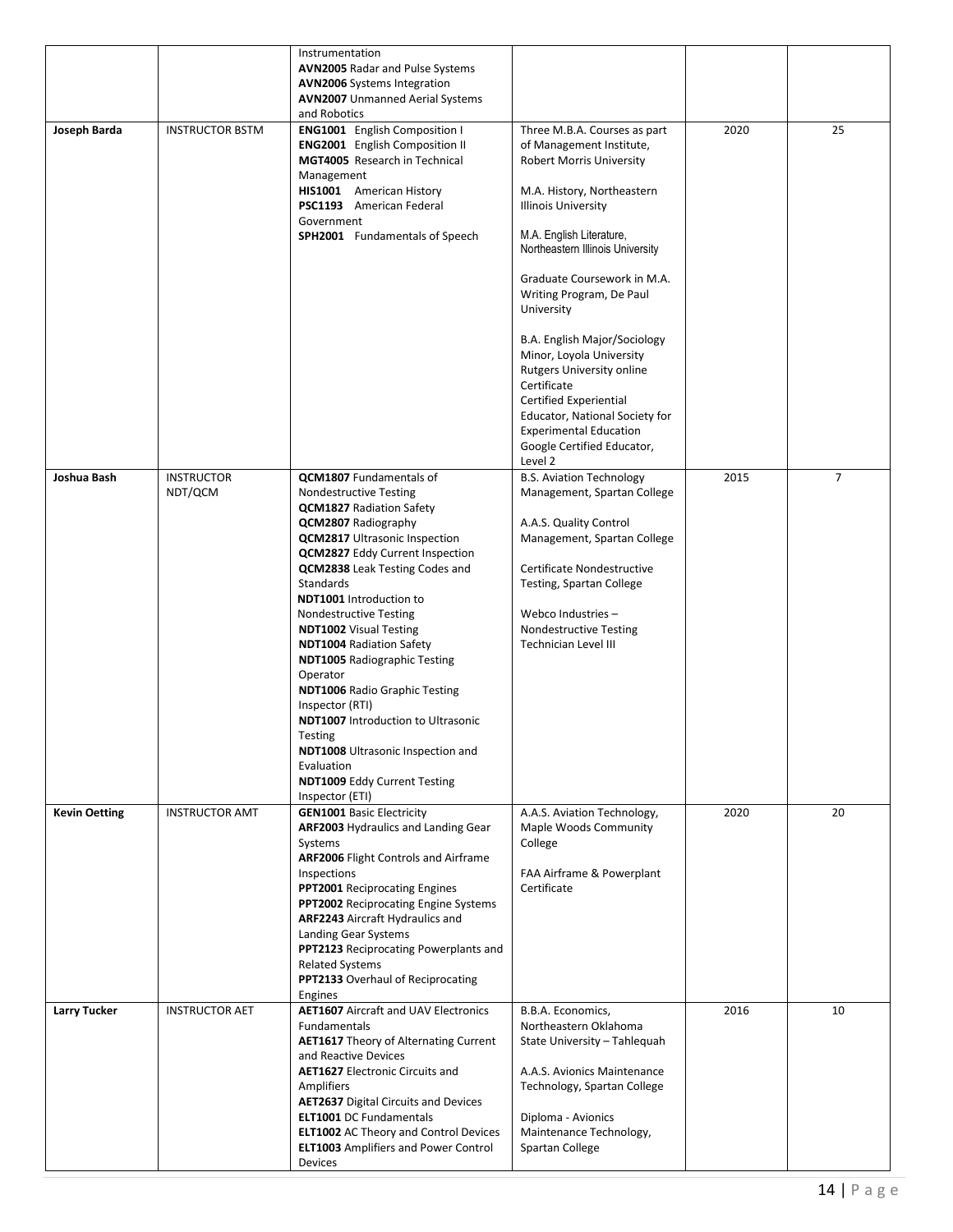| | | | | | |
|---|---|---|---|---|---|
| | | Instrumentation<br>**AVN2005** Radar and Pulse Systems<br>**AVN2006** Systems Integration<br>**AVN2007** Unmanned Aerial Systems and Robotics | | | |
| **Joseph Barda** | INSTRUCTOR BSTM | **ENG1001** English Composition I<br>**ENG2001** English Composition II<br>**MGT4005** Research in Technical Management<br>**HIS1001** American History<br>**PSC1193** American Federal Government<br>**SPH2001** Fundamentals of Speech | Three M.B.A. Courses as part of Management Institute, Robert Morris University<br><br>M.A. History, Northeastern Illinois University<br><br>M.A. English Literature, Northeastern Illinois University<br><br>Graduate Coursework in M.A. Writing Program, De Paul University<br><br>B.A. English Major/Sociology Minor, Loyola University<br>Rutgers University online Certificate<br>Certified Experiential Educator, National Society for Experimental Education<br>Google Certified Educator, Level 2 | 2020 | 25 |
| **Joshua Bash** | INSTRUCTOR NDT/QCM | **QCM1807** Fundamentals of Nondestructive Testing<br>**QCM1827** Radiation Safety<br>**QCM2807** Radiography<br>**QCM2817** Ultrasonic Inspection<br>**QCM2827** Eddy Current Inspection<br>**QCM2838** Leak Testing Codes and Standards<br>**NDT1001** Introduction to Nondestructive Testing<br>**NDT1002** Visual Testing<br>**NDT1004** Radiation Safety<br>**NDT1005** Radiographic Testing Operator<br>**NDT1006** Radio Graphic Testing Inspector (RTI)<br>**NDT1007** Introduction to Ultrasonic Testing<br>**NDT1008** Ultrasonic Inspection and Evaluation<br>**NDT1009** Eddy Current Testing Inspector (ETI) | B.S. Aviation Technology Management, Spartan College<br><br>A.A.S. Quality Control Management, Spartan College<br><br>Certificate Nondestructive Testing, Spartan College<br><br>Webco Industries – Nondestructive Testing Technician Level III | 2015 | 7 |
| **Kevin Oetting** | INSTRUCTOR AMT | **GEN1001** Basic Electricity<br>**ARF2003** Hydraulics and Landing Gear Systems<br>**ARF2006** Flight Controls and Airframe Inspections<br>**PPT2001** Reciprocating Engines<br>**PPT2002** Reciprocating Engine Systems<br>**ARF2243** Aircraft Hydraulics and Landing Gear Systems<br>**PPT2123** Reciprocating Powerplants and Related Systems<br>**PPT2133** Overhaul of Reciprocating Engines | A.A.S. Aviation Technology, Maple Woods Community College<br><br>FAA Airframe & Powerplant Certificate | 2020 | 20 |
| **Larry Tucker** | INSTRUCTOR AET | **AET1607** Aircraft and UAV Electronics Fundamentals<br>**AET1617** Theory of Alternating Current and Reactive Devices<br>**AET1627** Electronic Circuits and Amplifiers<br>**AET2637** Digital Circuits and Devices<br>**ELT1001** DC Fundamentals<br>**ELT1002** AC Theory and Control Devices<br>**ELT1003** Amplifiers and Power Control Devices | B.B.A. Economics, Northeastern Oklahoma State University – Tahlequah<br><br>A.A.S. Avionics Maintenance Technology, Spartan College<br><br>Diploma - Avionics Maintenance Technology, Spartan College | 2016 | 10 |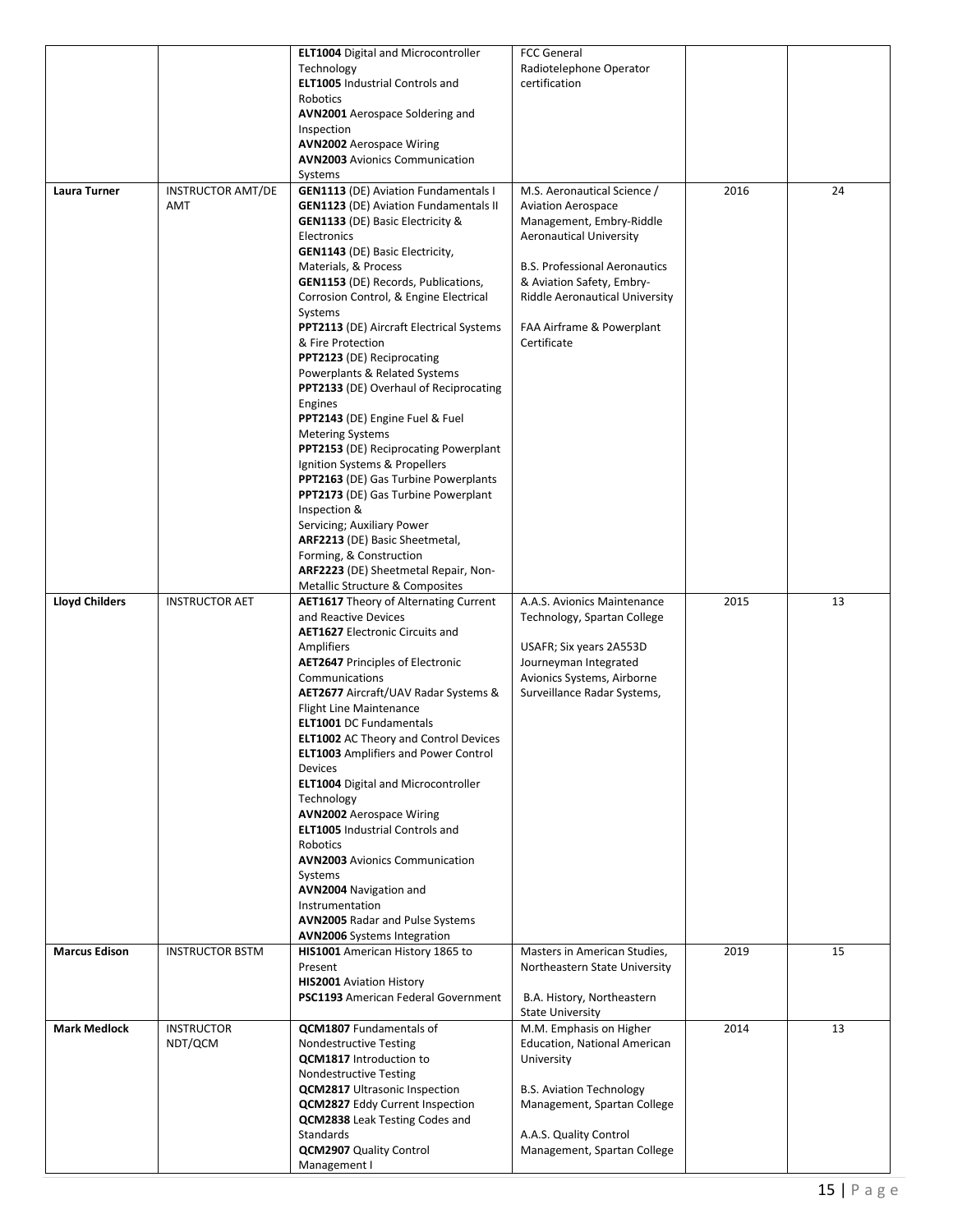| | | | | | |
|---|---|---|---|---|---|
| | | **ELT1004** Digital and Microcontroller Technology<br>**ELT1005** Industrial Controls and Robotics<br>**AVN2001** Aerospace Soldering and Inspection<br>**AVN2002** Aerospace Wiring<br>**AVN2003** Avionics Communication Systems | FCC General Radiotelephone Operator certification | | |
| **Laura Turner** | INSTRUCTOR AMT/DE AMT | **GEN1113** (DE) Aviation Fundamentals I<br>**GEN1123** (DE) Aviation Fundamentals II<br>**GEN1133** (DE) Basic Electricity & Electronics<br>**GEN1143** (DE) Basic Electricity, Materials, & Process<br>**GEN1153** (DE) Records, Publications, Corrosion Control, & Engine Electrical Systems<br>**PPT2113** (DE) Aircraft Electrical Systems & Fire Protection<br>**PPT2123** (DE) Reciprocating Powerplants & Related Systems<br>**PPT2133** (DE) Overhaul of Reciprocating Engines<br>**PPT2143** (DE) Engine Fuel & Fuel Metering Systems<br>**PPT2153** (DE) Reciprocating Powerplant Ignition Systems & Propellers<br>**PPT2163** (DE) Gas Turbine Powerplants<br>**PPT2173** (DE) Gas Turbine Powerplant Inspection & Servicing; Auxiliary Power<br>**ARF2213** (DE) Basic Sheetmetal, Forming, & Construction<br>**ARF2223** (DE) Sheetmetal Repair, Non-Metallic Structure & Composites | M.S. Aeronautical Science / Aviation Aerospace Management, Embry-Riddle Aeronautical University<br><br>B.S. Professional Aeronautics & Aviation Safety, Embry-Riddle Aeronautical University<br><br>FAA Airframe & Powerplant Certificate | 2016 | 24 |
| **Lloyd Childers** | INSTRUCTOR AET | **AET1617** Theory of Alternating Current and Reactive Devices<br>**AET1627** Electronic Circuits and Amplifiers<br>**AET2647** Principles of Electronic Communications<br>**AET2677** Aircraft/UAV Radar Systems & Flight Line Maintenance<br>**ELT1001** DC Fundamentals<br>**ELT1002** AC Theory and Control Devices<br>**ELT1003** Amplifiers and Power Control Devices<br>**ELT1004** Digital and Microcontroller Technology<br>**AVN2002** Aerospace Wiring<br>**ELT1005** Industrial Controls and Robotics<br>**AVN2003** Avionics Communication Systems<br>**AVN2004** Navigation and Instrumentation<br>**AVN2005** Radar and Pulse Systems<br>**AVN2006** Systems Integration | A.A.S. Avionics Maintenance Technology, Spartan College<br><br>USAFR; Six years 2A553D Journeyman Integrated Avionics Systems, Airborne Surveillance Radar Systems, | 2015 | 13 |
| **Marcus Edison** | INSTRUCTOR BSTM | **HIS1001** American History 1865 to Present<br>**HIS2001** Aviation History<br>**PSC1193** American Federal Government | Masters in American Studies, Northeastern State University<br><br>B.A. History, Northeastern State University | 2019 | 15 |
| **Mark Medlock** | INSTRUCTOR NDT/QCM | **QCM1807** Fundamentals of Nondestructive Testing<br>**QCM1817** Introduction to Nondestructive Testing<br>**QCM2817** Ultrasonic Inspection<br>**QCM2827** Eddy Current Inspection<br>**QCM2838** Leak Testing Codes and Standards<br>**QCM2907** Quality Control Management I | M.M. Emphasis on Higher Education, National American University<br><br>B.S. Aviation Technology Management, Spartan College<br><br>A.A.S. Quality Control Management, Spartan College | 2014 | 13 |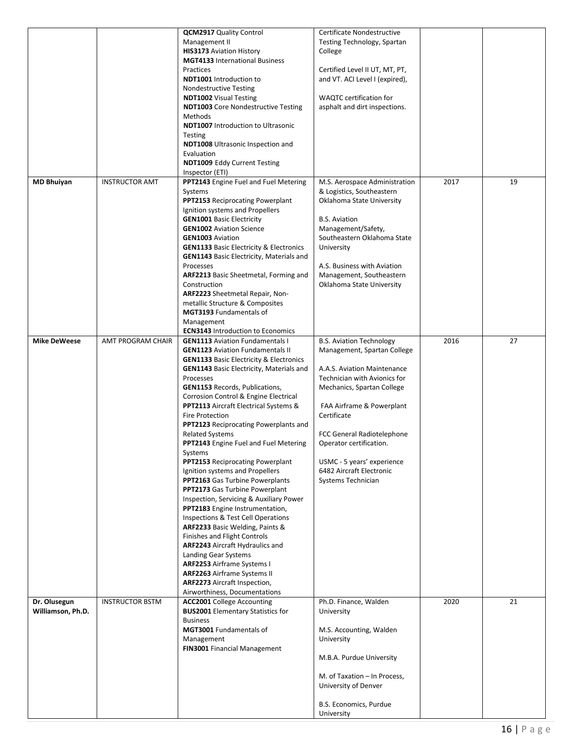| | | | | | |
|---|---|---|---|---|---|
| | | **QCM2917** Quality Control Management II<br>**HIS3173** Aviation History<br>**MGT4133** International Business Practices<br>**NDT1001** Introduction to Nondestructive Testing<br>**NDT1002** Visual Testing<br>**NDT1003** Core Nondestructive Testing Methods<br>**NDT1007** Introduction to Ultrasonic Testing<br>**NDT1008** Ultrasonic Inspection and Evaluation<br>**NDT1009** Eddy Current Testing Inspector (ETI) | Certificate Nondestructive Testing Technology, Spartan College<br><br>Certified Level II UT, MT, PT, and VT. ACI Level I (expired),<br><br>WAQTC certification for asphalt and dirt inspections. | | |
| **MD Bhuiyan** | INSTRUCTOR AMT | **PPT2143** Engine Fuel and Fuel Metering Systems<br>**PPT2153** Reciprocating Powerplant Ignition systems and Propellers<br>**GEN1001** Basic Electricity<br>**GEN1002** Aviation Science<br>**GEN1003** Aviation<br>**GEN1133** Basic Electricity & Electronics<br>**GEN1143** Basic Electricity, Materials and Processes<br>**ARF2213** Basic Sheetmetal, Forming and Construction<br>**ARF2223** Sheetmetal Repair, Non-metallic Structure & Composites<br>**MGT3193** Fundamentals of Management<br>**ECN3143** Introduction to Economics | M.S. Aerospace Administration & Logistics, Southeastern Oklahoma State University<br><br>B.S. Aviation Management/Safety, Southeastern Oklahoma State University<br><br>A.S. Business with Aviation Management, Southeastern Oklahoma State University | 2017 | 19 |
| **Mike DeWeese** | AMT PROGRAM CHAIR | **GEN1113** Aviation Fundamentals I<br>**GEN1123** Aviation Fundamentals II<br>**GEN1133** Basic Electricity & Electronics<br>**GEN1143** Basic Electricity, Materials and Processes<br>**GEN1153** Records, Publications, Corrosion Control & Engine Electrical<br>**PPT2113** Aircraft Electrical Systems & Fire Protection<br>**PPT2123** Reciprocating Powerplants and Related Systems<br>**PPT2143** Engine Fuel and Fuel Metering Systems<br>**PPT2153** Reciprocating Powerplant Ignition systems and Propellers<br>**PPT2163** Gas Turbine Powerplants<br>**PPT2173** Gas Turbine Powerplant Inspection, Servicing & Auxiliary Power<br>**PPT2183** Engine Instrumentation, Inspections & Test Cell Operations<br>**ARF2233** Basic Welding, Paints & Finishes and Flight Controls<br>**ARF2243** Aircraft Hydraulics and Landing Gear Systems<br>**ARF2253** Airframe Systems I<br>**ARF2263** Airframe Systems II<br>**ARF2273** Aircraft Inspection, Airworthiness, Documentations | B.S. Aviation Technology Management, Spartan College<br><br>A.A.S. Aviation Maintenance Technician with Avionics for Mechanics, Spartan College<br><br>FAA Airframe & Powerplant Certificate<br><br>FCC General Radiotelephone Operator certification.<br><br>USMC - 5 years' experience 6482 Aircraft Electronic Systems Technician | 2016 | 27 |
| **Dr. Olusegun Williamson, Ph.D.** | INSTRUCTOR BSTM | **ACC2001** College Accounting<br>**BUS2001** Elementary Statistics for Business<br>**MGT3001** Fundamentals of Management<br>**FIN3001** Financial Management | Ph.D. Finance, Walden University<br><br>M.S. Accounting, Walden University<br><br>M.B.A. Purdue University<br><br>M. of Taxation – In Process, University of Denver<br><br>B.S. Economics, Purdue University | 2020 | 21 |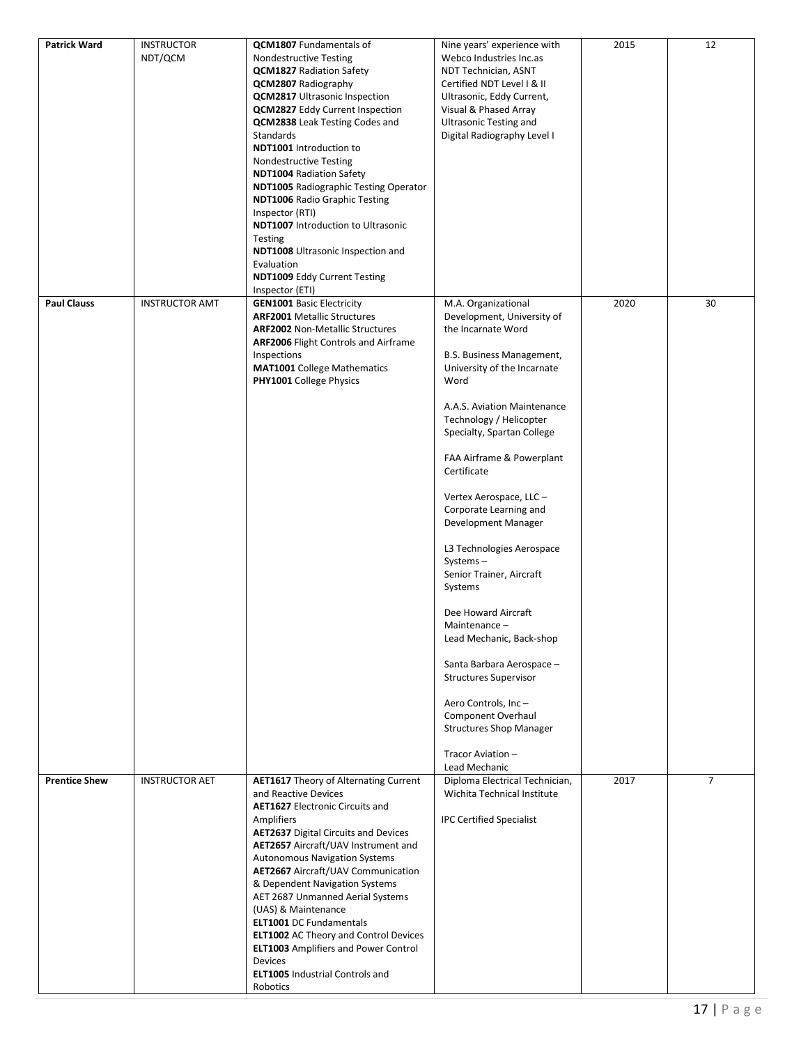| | | | | | |
|---|---|---|---|---|---|
| **Patrick Ward** | INSTRUCTOR NDT/QCM | **QCM1807** Fundamentals of Nondestructive Testing<br>**QCM1827** Radiation Safety<br>**QCM2807** Radiography<br>**QCM2817** Ultrasonic Inspection<br>**QCM2827** Eddy Current Inspection<br>**QCM2838** Leak Testing Codes and Standards<br>**NDT1001** Introduction to Nondestructive Testing<br>**NDT1004** Radiation Safety<br>**NDT1005** Radiographic Testing Operator<br>**NDT1006** Radio Graphic Testing Inspector (RTI)<br>**NDT1007** Introduction to Ultrasonic Testing<br>**NDT1008** Ultrasonic Inspection and Evaluation<br>**NDT1009** Eddy Current Testing Inspector (ETI) | Nine years' experience with Webco Industries Inc.as NDT Technician, ASNT Certified NDT Level I & II Ultrasonic, Eddy Current, Visual & Phased Array Ultrasonic Testing and Digital Radiography Level I | 2015 | 12 |
| **Paul Clauss** | INSTRUCTOR AMT | **GEN1001** Basic Electricity<br>**ARF2001** Metallic Structures<br>**ARF2002** Non-Metallic Structures<br>**ARF2006** Flight Controls and Airframe Inspections<br>**MAT1001** College Mathematics<br>**PHY1001** College Physics | M.A. Organizational Development, University of the Incarnate Word<br><br>B.S. Business Management, University of the Incarnate Word<br><br>A.A.S. Aviation Maintenance Technology / Helicopter Specialty, Spartan College<br><br>FAA Airframe & Powerplant Certificate<br><br>Vertex Aerospace, LLC – Corporate Learning and Development Manager<br><br>L3 Technologies Aerospace Systems – Senior Trainer, Aircraft Systems<br><br>Dee Howard Aircraft Maintenance – Lead Mechanic, Back-shop<br><br>Santa Barbara Aerospace – Structures Supervisor<br><br>Aero Controls, Inc – Component Overhaul Structures Shop Manager<br><br>Tracor Aviation – Lead Mechanic | 2020 | 30 |
| **Prentice Shew** | INSTRUCTOR AET | **AET1617** Theory of Alternating Current and Reactive Devices<br>**AET1627** Electronic Circuits and Amplifiers<br>**AET2637** Digital Circuits and Devices<br>**AET2657** Aircraft/UAV Instrument and Autonomous Navigation Systems<br>**AET2667** Aircraft/UAV Communication & Dependent Navigation Systems<br>AET 2687 Unmanned Aerial Systems (UAS) & Maintenance<br>**ELT1001** DC Fundamentals<br>**ELT1002** AC Theory and Control Devices<br>**ELT1003** Amplifiers and Power Control Devices<br>**ELT1005** Industrial Controls and Robotics | Diploma Electrical Technician, Wichita Technical Institute<br><br>IPC Certified Specialist | 2017 | 7 |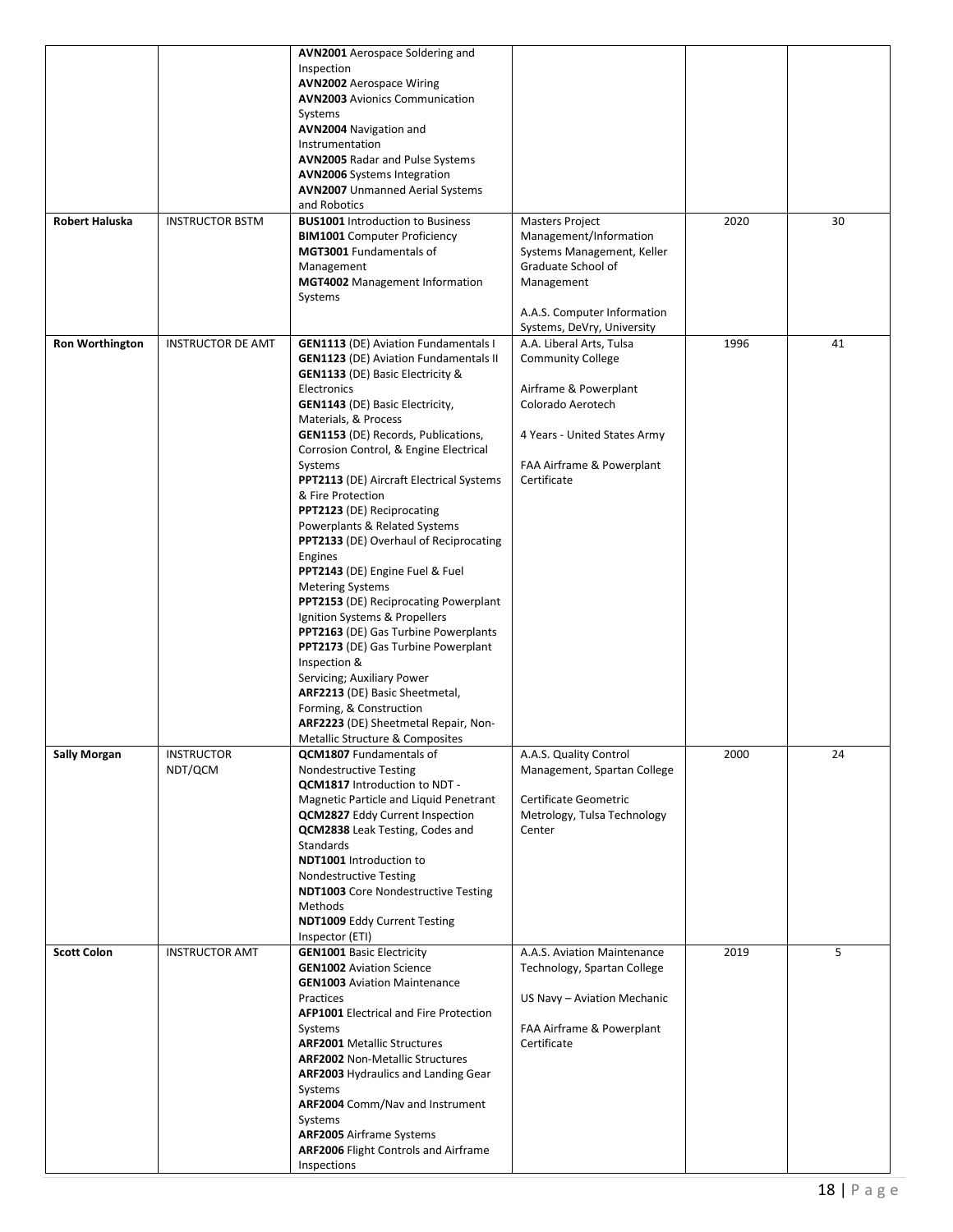| | | | | | |
|---|---|---|---|---|---|
| | | **AVN2001** Aerospace Soldering and Inspection<br>**AVN2002** Aerospace Wiring<br>**AVN2003** Avionics Communication Systems<br>**AVN2004** Navigation and Instrumentation<br>**AVN2005** Radar and Pulse Systems<br>**AVN2006** Systems Integration<br>**AVN2007** Unmanned Aerial Systems and Robotics | | | |
| **Robert Haluska** | INSTRUCTOR BSTM | **BUS1001** Introduction to Business<br>**BIM1001** Computer Proficiency<br>**MGT3001** Fundamentals of Management<br>**MGT4002** Management Information Systems | Masters Project Management/Information Systems Management, Keller Graduate School of Management<br><br>A.A.S. Computer Information Systems, DeVry, University | 2020 | 30 |
| **Ron Worthington** | INSTRUCTOR DE AMT | **GEN1113** (DE) Aviation Fundamentals I<br>**GEN1123** (DE) Aviation Fundamentals II<br>**GEN1133** (DE) Basic Electricity & Electronics<br>**GEN1143** (DE) Basic Electricity, Materials, & Process<br>**GEN1153** (DE) Records, Publications, Corrosion Control, & Engine Electrical Systems<br>**PPT2113** (DE) Aircraft Electrical Systems & Fire Protection<br>**PPT2123** (DE) Reciprocating Powerplants & Related Systems<br>**PPT2133** (DE) Overhaul of Reciprocating Engines<br>**PPT2143** (DE) Engine Fuel & Fuel Metering Systems<br>**PPT2153** (DE) Reciprocating Powerplant Ignition Systems & Propellers<br>**PPT2163** (DE) Gas Turbine Powerplants<br>**PPT2173** (DE) Gas Turbine Powerplant Inspection &<br>Servicing; Auxiliary Power<br>**ARF2213** (DE) Basic Sheetmetal, Forming, & Construction<br>**ARF2223** (DE) Sheetmetal Repair, Non-Metallic Structure & Composites | A.A. Liberal Arts, Tulsa Community College<br><br>Airframe & Powerplant Colorado Aerotech<br><br>4 Years - United States Army<br><br>FAA Airframe & Powerplant Certificate | 1996 | 41 |
| **Sally Morgan** | INSTRUCTOR NDT/QCM | **QCM1807** Fundamentals of Nondestructive Testing<br>**QCM1817** Introduction to NDT - Magnetic Particle and Liquid Penetrant<br>**QCM2827** Eddy Current Inspection<br>**QCM2838** Leak Testing, Codes and Standards<br>**NDT1001** Introduction to Nondestructive Testing<br>**NDT1003** Core Nondestructive Testing Methods<br>**NDT1009** Eddy Current Testing Inspector (ETI) | A.A.S. Quality Control Management, Spartan College<br><br>Certificate Geometric Metrology, Tulsa Technology Center | 2000 | 24 |
| **Scott Colon** | INSTRUCTOR AMT | **GEN1001** Basic Electricity<br>**GEN1002** Aviation Science<br>**GEN1003** Aviation Maintenance Practices<br>**AFP1001** Electrical and Fire Protection Systems<br>**ARF2001** Metallic Structures<br>**ARF2002** Non-Metallic Structures<br>**ARF2003** Hydraulics and Landing Gear Systems<br>**ARF2004** Comm/Nav and Instrument Systems<br>**ARF2005** Airframe Systems<br>**ARF2006** Flight Controls and Airframe Inspections | A.A.S. Aviation Maintenance Technology, Spartan College<br><br>US Navy – Aviation Mechanic<br><br>FAA Airframe & Powerplant Certificate | 2019 | 5 |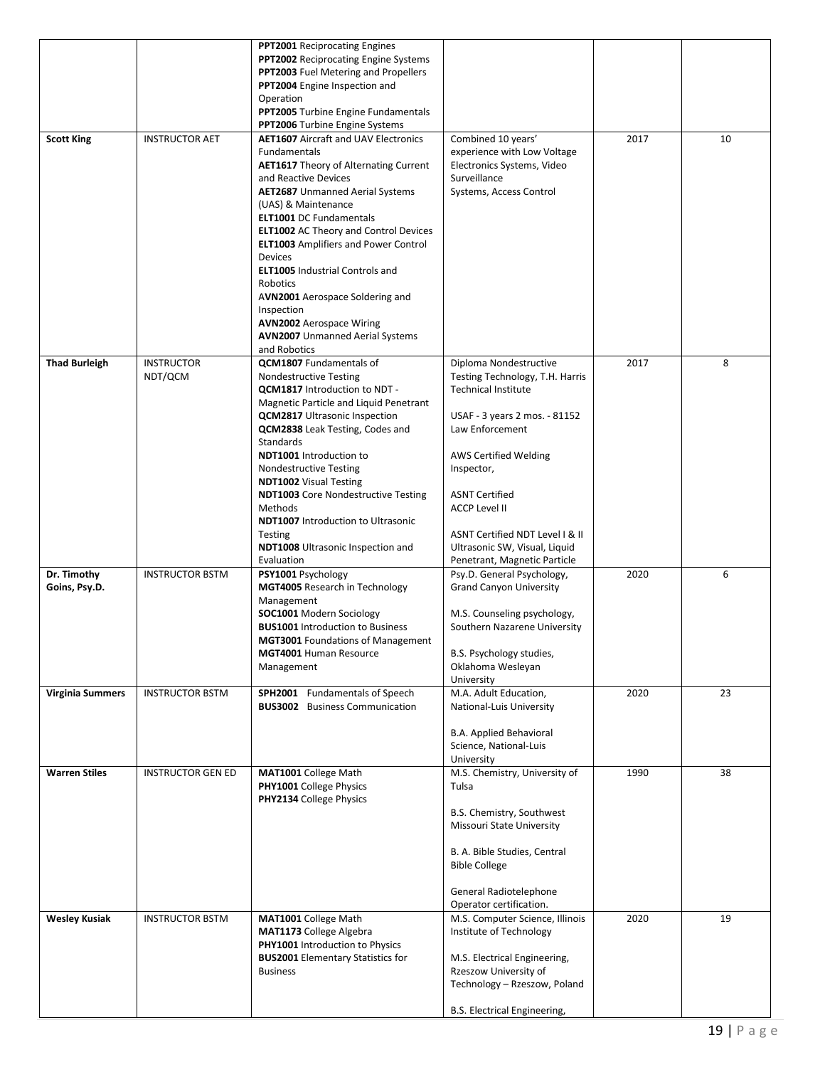| | | | | | |
|---|---|---|---|---|---|
| | | **PPT2001** Reciprocating Engines<br>**PPT2002** Reciprocating Engine Systems<br>**PPT2003** Fuel Metering and Propellers<br>**PPT2004** Engine Inspection and Operation<br>**PPT2005** Turbine Engine Fundamentals<br>**PPT2006** Turbine Engine Systems | | | |
| **Scott King** | INSTRUCTOR AET | **AET1607** Aircraft and UAV Electronics Fundamentals<br>**AET1617** Theory of Alternating Current and Reactive Devices<br>**AET2687** Unmanned Aerial Systems (UAS) & Maintenance<br>**ELT1001** DC Fundamentals<br>**ELT1002** AC Theory and Control Devices<br>**ELT1003** Amplifiers and Power Control Devices<br>**ELT1005** Industrial Controls and Robotics<br>A**VN2001** Aerospace Soldering and Inspection<br>**AVN2002** Aerospace Wiring<br>**AVN2007** Unmanned Aerial Systems and Robotics | Combined 10 years' experience with Low Voltage Electronics Systems, Video Surveillance Systems, Access Control | 2017 | 10 |
| **Thad Burleigh** | INSTRUCTOR NDT/QCM | **QCM1807** Fundamentals of Nondestructive Testing<br>**QCM1817** Introduction to NDT - Magnetic Particle and Liquid Penetrant<br>**QCM2817** Ultrasonic Inspection<br>**QCM2838** Leak Testing, Codes and Standards<br>**NDT1001** Introduction to Nondestructive Testing<br>**NDT1002** Visual Testing<br>**NDT1003** Core Nondestructive Testing Methods<br>**NDT1007** Introduction to Ultrasonic Testing<br>**NDT1008** Ultrasonic Inspection and Evaluation | Diploma Nondestructive Testing Technology, T.H. Harris Technical Institute<br><br>USAF - 3 years 2 mos. - 81152 Law Enforcement<br><br>AWS Certified Welding Inspector,<br><br>ASNT Certified<br>ACCP Level II<br><br>ASNT Certified NDT Level I & II Ultrasonic SW, Visual, Liquid Penetrant, Magnetic Particle | 2017 | 8 |
| **Dr. Timothy Goins, Psy.D.** | INSTRUCTOR BSTM | **PSY1001** Psychology<br>**MGT4005** Research in Technology Management<br>**SOC1001** Modern Sociology<br>**BUS1001** Introduction to Business<br>**MGT3001** Foundations of Management<br>**MGT4001** Human Resource Management | Psy.D. General Psychology, Grand Canyon University<br><br>M.S. Counseling psychology, Southern Nazarene University<br><br>B.S. Psychology studies, Oklahoma Wesleyan University | 2020 | 6 |
| **Virginia Summers** | INSTRUCTOR BSTM | **SPH2001** Fundamentals of Speech<br>**BUS3002** Business Communication | M.A. Adult Education, National-Luis University<br><br>B.A. Applied Behavioral Science, National-Luis University | 2020 | 23 |
| **Warren Stiles** | INSTRUCTOR GEN ED | **MAT1001** College Math<br>**PHY1001** College Physics<br>**PHY2134** College Physics | M.S. Chemistry, University of Tulsa<br><br>B.S. Chemistry, Southwest Missouri State University<br><br>B. A. Bible Studies, Central Bible College<br><br>General Radiotelephone Operator certification. | 1990 | 38 |
| **Wesley Kusiak** | INSTRUCTOR BSTM | **MAT1001** College Math<br>**MAT1173** College Algebra<br>**PHY1001** Introduction to Physics<br>**BUS2001** Elementary Statistics for Business | M.S. Computer Science, Illinois Institute of Technology<br><br>M.S. Electrical Engineering, Rzeszow University of Technology – Rzeszow, Poland<br><br>B.S. Electrical Engineering, | 2020 | 19 |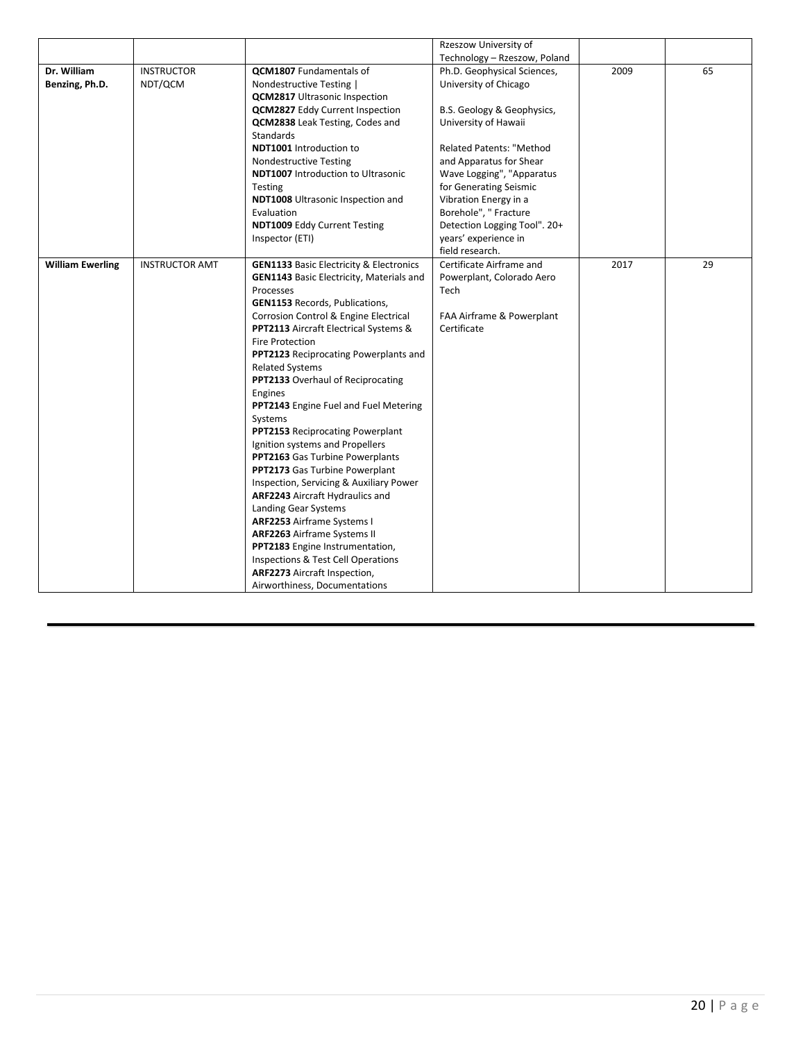|  |  |  | Rzeszow University of Technology – Rzeszow, Poland |  |  |
|---|---|---|---|---|---|
| **Dr. William Benzing, Ph.D.** | INSTRUCTOR NDT/QCM | **QCM1807** Fundamentals of Nondestructive Testing \| **QCM2817** Ultrasonic Inspection **QCM2827** Eddy Current Inspection **QCM2838** Leak Testing, Codes and Standards **NDT1001** Introduction to Nondestructive Testing **NDT1007** Introduction to Ultrasonic Testing **NDT1008** Ultrasonic Inspection and Evaluation **NDT1009** Eddy Current Testing Inspector (ETI) | Ph.D. Geophysical Sciences, University of Chicago<br><br>B.S. Geology & Geophysics, University of Hawaii<br><br>Related Patents: "Method and Apparatus for Shear Wave Logging", "Apparatus for Generating Seismic Vibration Energy in a Borehole", " Fracture Detection Logging Tool". 20+ years' experience in field research. | 2009 | 65 |
| **William Ewerling** | INSTRUCTOR AMT | **GEN1133** Basic Electricity & Electronics **GEN1143** Basic Electricity, Materials and Processes **GEN1153** Records, Publications, Corrosion Control & Engine Electrical **PPT2113** Aircraft Electrical Systems & Fire Protection **PPT2123** Reciprocating Powerplants and Related Systems **PPT2133** Overhaul of Reciprocating Engines **PPT2143** Engine Fuel and Fuel Metering Systems **PPT2153** Reciprocating Powerplant Ignition systems and Propellers **PPT2163** Gas Turbine Powerplants **PPT2173** Gas Turbine Powerplant Inspection, Servicing & Auxiliary Power **ARF2243** Aircraft Hydraulics and Landing Gear Systems **ARF2253** Airframe Systems I **ARF2263** Airframe Systems II **PPT2183** Engine Instrumentation, Inspections & Test Cell Operations **ARF2273** Aircraft Inspection, Airworthiness, Documentations | Certificate Airframe and Powerplant, Colorado Aero Tech<br><br>FAA Airframe & Powerplant Certificate | 2017 | 29 |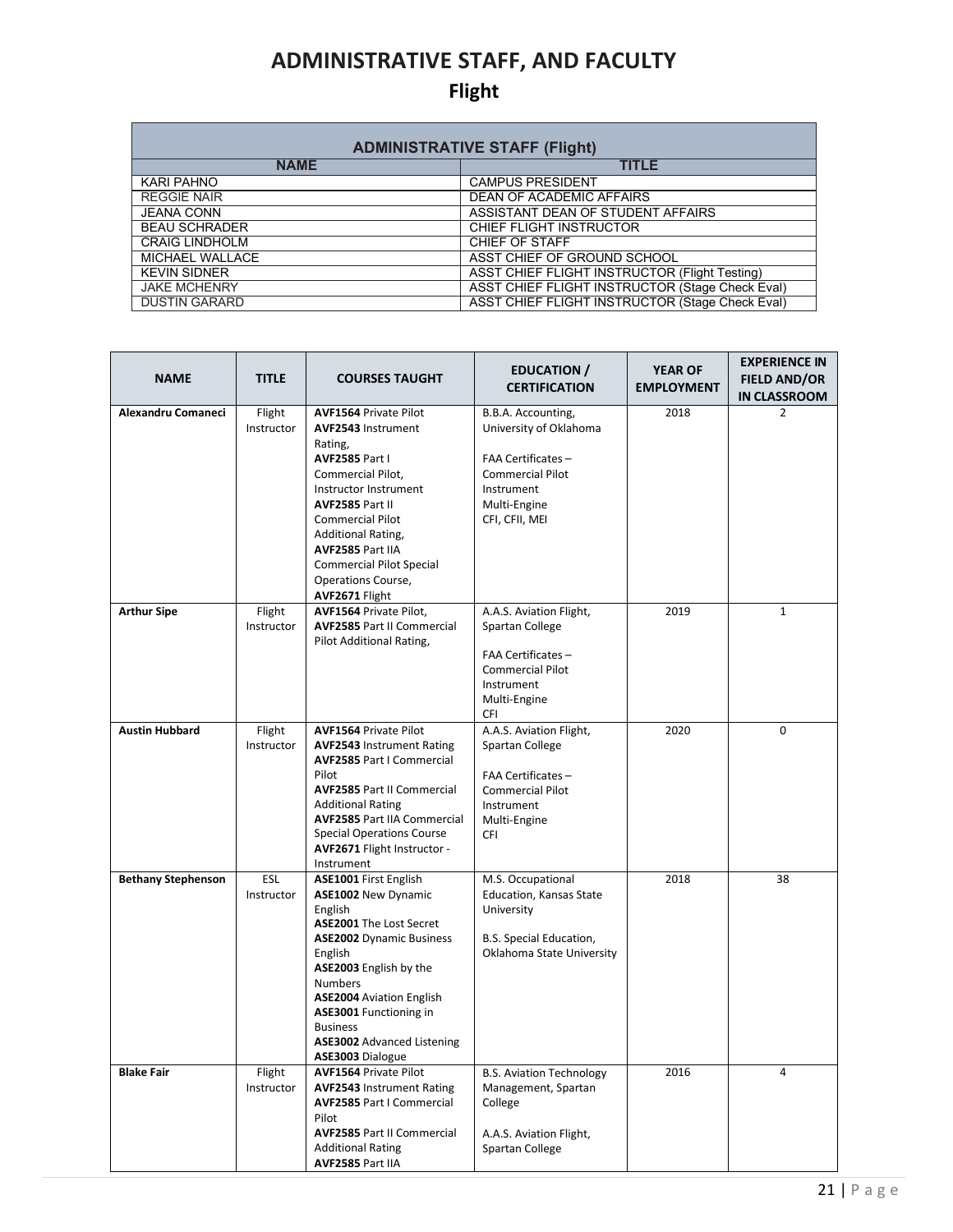# ADMINISTRATIVE STAFF, AND FACULTY

## Flight

| ADMINISTRATIVE STAFF (Flight) | |
|---|---|
| **NAME** | **TITLE** |
| KARI PAHNO | CAMPUS PRESIDENT |
| REGGIE NAIR | DEAN OF ACADEMIC AFFAIRS |
| JEANA CONN | ASSISTANT DEAN OF STUDENT AFFAIRS |
| BEAU SCHRADER | CHIEF FLIGHT INSTRUCTOR |
| CRAIG LINDHOLM | CHIEF OF STAFF |
| MICHAEL WALLACE | ASST CHIEF OF GROUND SCHOOL |
| KEVIN SIDNER | ASST CHIEF FLIGHT INSTRUCTOR (Flight Testing) |
| JAKE MCHENRY | ASST CHIEF FLIGHT INSTRUCTOR (Stage Check Eval) |
| DUSTIN GARARD | ASST CHIEF FLIGHT INSTRUCTOR (Stage Check Eval) |

| NAME | TITLE | COURSES TAUGHT | EDUCATION / CERTIFICATION | YEAR OF EMPLOYMENT | EXPERIENCE IN FIELD AND/OR IN CLASSROOM |
|---|---|---|---|---|---|
| **Alexandru Comaneci** | Flight Instructor | **AVF1564** Private Pilot<br>**AVF2543** Instrument Rating,<br>**AVF2585** Part I Commercial Pilot, Instructor Instrument<br>**AVF2585** Part II Commercial Pilot Additional Rating,<br>**AVF2585** Part IIA Commercial Pilot Special Operations Course,<br>**AVF2671** Flight | B.B.A. Accounting, University of Oklahoma<br><br>FAA Certificates – Commercial Pilot<br>Instrument<br>Multi-Engine<br>CFI, CFII, MEI | 2018 | 2 |
| **Arthur Sipe** | Flight Instructor | **AVF1564** Private Pilot,<br>**AVF2585** Part II Commercial Pilot Additional Rating, | A.A.S. Aviation Flight, Spartan College<br><br>FAA Certificates – Commercial Pilot<br>Instrument<br>Multi-Engine<br>CFI | 2019 | 1 |
| **Austin Hubbard** | Flight Instructor | **AVF1564** Private Pilot<br>**AVF2543** Instrument Rating<br>**AVF2585** Part I Commercial Pilot<br>**AVF2585** Part II Commercial Additional Rating<br>**AVF2585** Part IIA Commercial Special Operations Course<br>**AVF2671** Flight Instructor - Instrument | A.A.S. Aviation Flight, Spartan College<br><br>FAA Certificates – Commercial Pilot<br>Instrument<br>Multi-Engine<br>CFI | 2020 | 0 |
| **Bethany Stephenson** | ESL Instructor | **ASE1001** First English<br>**ASE1002** New Dynamic English<br>**ASE2001** The Lost Secret<br>**ASE2002** Dynamic Business English<br>**ASE2003** English by the Numbers<br>**ASE2004** Aviation English<br>**ASE3001** Functioning in Business<br>**ASE3002** Advanced Listening<br>**ASE3003** Dialogue | M.S. Occupational Education, Kansas State University<br><br>B.S. Special Education, Oklahoma State University | 2018 | 38 |
| **Blake Fair** | Flight Instructor | **AVF1564** Private Pilot<br>**AVF2543** Instrument Rating<br>**AVF2585** Part I Commercial Pilot<br>**AVF2585** Part II Commercial Additional Rating<br>**AVF2585** Part IIA | B.S. Aviation Technology Management, Spartan College<br><br>A.A.S. Aviation Flight, Spartan College | 2016 | 4 |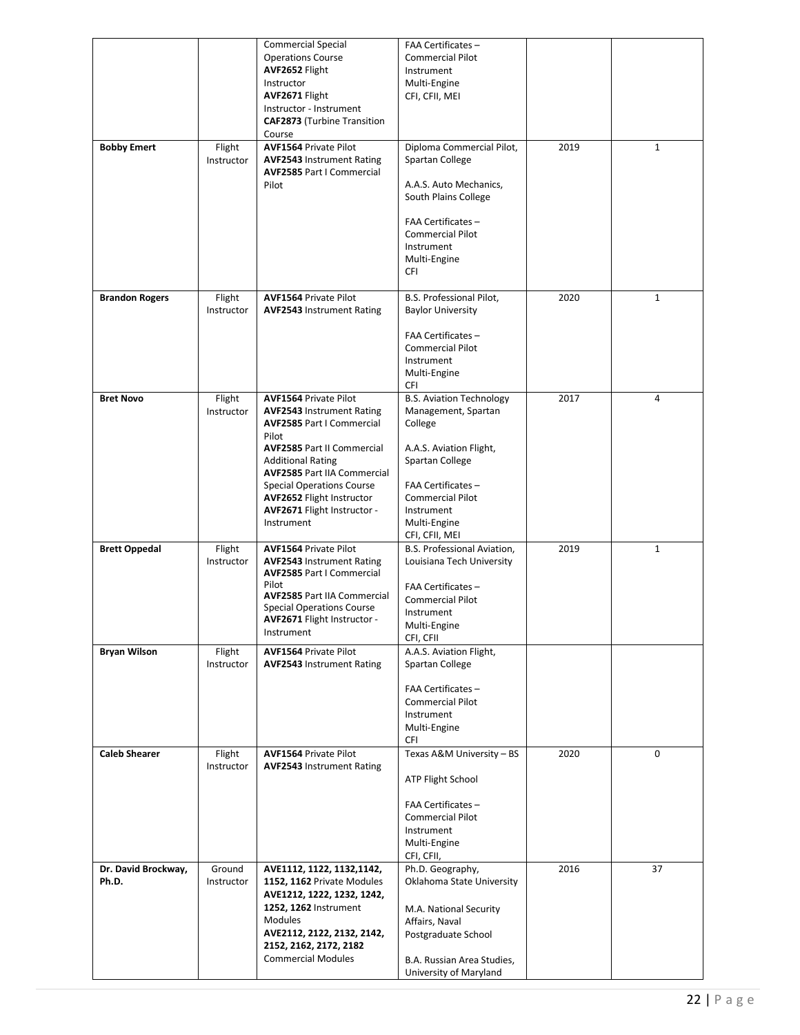|  |  | Commercial Special Operations Course<br>**AVF2652** Flight Instructor<br>**AVF2671** Flight Instructor - Instrument<br>**CAF2873** (Turbine Transition Course | FAA Certificates –<br>Commercial Pilot<br>Instrument<br>Multi-Engine<br>CFI, CFII, MEI |  |  |
|---|---|---|---|---|---|
| **Bobby Emert** | Flight Instructor | **AVF1564** Private Pilot<br>**AVF2543** Instrument Rating<br>**AVF2585** Part I Commercial Pilot | Diploma Commercial Pilot, Spartan College<br><br>A.A.S. Auto Mechanics, South Plains College<br><br>FAA Certificates –<br>Commercial Pilot<br>Instrument<br>Multi-Engine<br>CFI | 2019 | 1 |
| **Brandon Rogers** | Flight Instructor | **AVF1564** Private Pilot<br>**AVF2543** Instrument Rating | B.S. Professional Pilot, Baylor University<br><br>FAA Certificates –<br>Commercial Pilot<br>Instrument<br>Multi-Engine<br>CFI | 2020 | 1 |
| **Bret Novo** | Flight Instructor | **AVF1564** Private Pilot<br>**AVF2543** Instrument Rating<br>**AVF2585** Part I Commercial Pilot<br>**AVF2585** Part II Commercial Additional Rating<br>**AVF2585** Part IIA Commercial Special Operations Course<br>**AVF2652** Flight Instructor<br>**AVF2671** Flight Instructor - Instrument | B.S. Aviation Technology Management, Spartan College<br><br>A.A.S. Aviation Flight, Spartan College<br><br>FAA Certificates –<br>Commercial Pilot<br>Instrument<br>Multi-Engine<br>CFI, CFII, MEI | 2017 | 4 |
| **Brett Oppedal** | Flight Instructor | **AVF1564** Private Pilot<br>**AVF2543** Instrument Rating<br>**AVF2585** Part I Commercial Pilot<br>**AVF2585** Part IIA Commercial Special Operations Course<br>**AVF2671** Flight Instructor - Instrument | B.S. Professional Aviation, Louisiana Tech University<br><br>FAA Certificates –<br>Commercial Pilot<br>Instrument<br>Multi-Engine<br>CFI, CFII | 2019 | 1 |
| **Bryan Wilson** | Flight Instructor | **AVF1564** Private Pilot<br>**AVF2543** Instrument Rating | A.A.S. Aviation Flight, Spartan College<br><br>FAA Certificates –<br>Commercial Pilot<br>Instrument<br>Multi-Engine<br>CFI |  |  |
| **Caleb Shearer** | Flight Instructor | **AVF1564** Private Pilot<br>**AVF2543** Instrument Rating | Texas A&M University – BS<br><br>ATP Flight School<br><br>FAA Certificates –<br>Commercial Pilot<br>Instrument<br>Multi-Engine<br>CFI, CFII, | 2020 | 0 |
| **Dr. David Brockway, Ph.D.** | Ground Instructor | **AVE1112, 1122, 1132,1142, 1152, 1162** Private Modules<br>**AVE1212, 1222, 1232, 1242, 1252, 1262** Instrument Modules<br>**AVE2112, 2122, 2132, 2142, 2152, 2162, 2172, 2182** Commercial Modules | Ph.D. Geography, Oklahoma State University<br><br>M.A. National Security Affairs, Naval Postgraduate School<br><br>B.A. Russian Area Studies, University of Maryland | 2016 | 37 |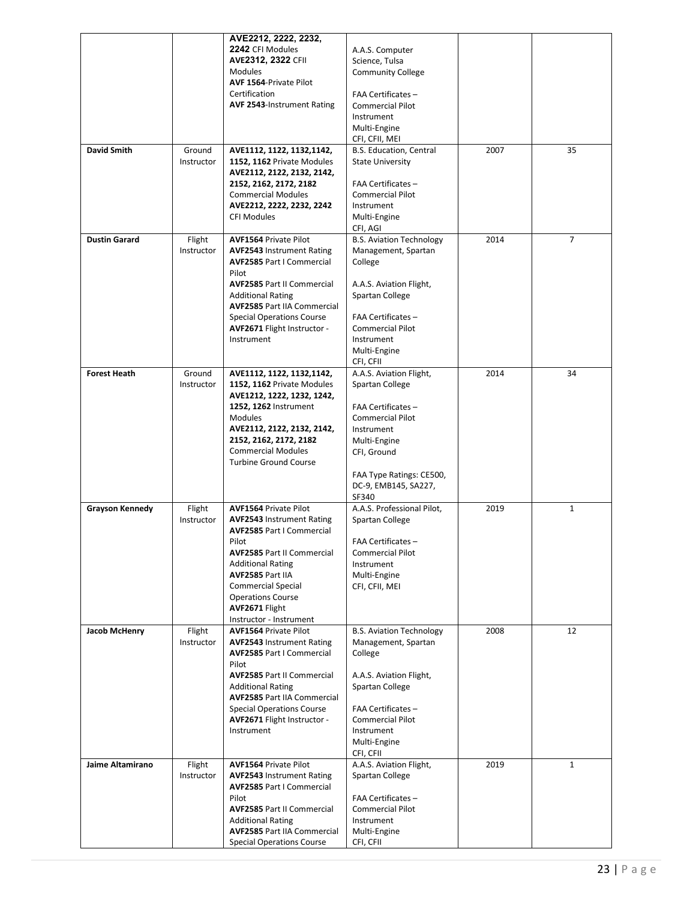| | | | | | |
|---|---|---|---|---|---|
| | | **AVE2212, 2222, 2232, 2242** CFI Modules<br>**AVE2312, 2322** CFII Modules<br>**AVF 1564**-Private Pilot Certification<br>**AVF 2543**-Instrument Rating | A.A.S. Computer Science, Tulsa Community College<br><br>FAA Certificates – Commercial Pilot Instrument Multi-Engine CFI, CFII, MEI | | |
| **David Smith** | Ground Instructor | **AVE1112, 1122, 1132,1142, 1152, 1162** Private Modules<br>**AVE2112, 2122, 2132, 2142, 2152, 2162, 2172, 2182** Commercial Modules<br>**AVE2212, 2222, 2232, 2242** CFI Modules | B.S. Education, Central State University<br><br>FAA Certificates – Commercial Pilot Instrument Multi-Engine CFI, AGI | 2007 | 35 |
| **Dustin Garard** | Flight Instructor | **AVF1564** Private Pilot<br>**AVF2543** Instrument Rating<br>**AVF2585** Part I Commercial Pilot<br>**AVF2585** Part II Commercial Additional Rating<br>**AVF2585** Part IIA Commercial Special Operations Course<br>**AVF2671** Flight Instructor - Instrument | B.S. Aviation Technology Management, Spartan College<br><br>A.A.S. Aviation Flight, Spartan College<br><br>FAA Certificates – Commercial Pilot Instrument Multi-Engine CFI, CFII | 2014 | 7 |
| **Forest Heath** | Ground Instructor | **AVE1112, 1122, 1132,1142, 1152, 1162** Private Modules<br>**AVE1212, 1222, 1232, 1242, 1252, 1262** Instrument Modules<br>**AVE2112, 2122, 2132, 2142, 2152, 2162, 2172, 2182** Commercial Modules<br>Turbine Ground Course | A.A.S. Aviation Flight, Spartan College<br><br>FAA Certificates – Commercial Pilot Instrument Multi-Engine CFI, Ground<br><br>FAA Type Ratings: CE500, DC-9, EMB145, SA227, SF340 | 2014 | 34 |
| **Grayson Kennedy** | Flight Instructor | **AVF1564** Private Pilot<br>**AVF2543** Instrument Rating<br>**AVF2585** Part I Commercial Pilot<br>**AVF2585** Part II Commercial Additional Rating<br>**AVF2585** Part IIA Commercial Special Operations Course<br>**AVF2671** Flight Instructor - Instrument | A.A.S. Professional Pilot, Spartan College<br><br>FAA Certificates – Commercial Pilot Instrument Multi-Engine CFI, CFII, MEI | 2019 | 1 |
| **Jacob McHenry** | Flight Instructor | **AVF1564** Private Pilot<br>**AVF2543** Instrument Rating<br>**AVF2585** Part I Commercial Pilot<br>**AVF2585** Part II Commercial Additional Rating<br>**AVF2585** Part IIA Commercial Special Operations Course<br>**AVF2671** Flight Instructor - Instrument | B.S. Aviation Technology Management, Spartan College<br><br>A.A.S. Aviation Flight, Spartan College<br><br>FAA Certificates – Commercial Pilot Instrument Multi-Engine CFI, CFII | 2008 | 12 |
| **Jaime Altamirano** | Flight Instructor | **AVF1564** Private Pilot<br>**AVF2543** Instrument Rating<br>**AVF2585** Part I Commercial Pilot<br>**AVF2585** Part II Commercial Additional Rating<br>**AVF2585** Part IIA Commercial Special Operations Course | A.A.S. Aviation Flight, Spartan College<br><br>FAA Certificates – Commercial Pilot Instrument Multi-Engine CFI, CFII | 2019 | 1 |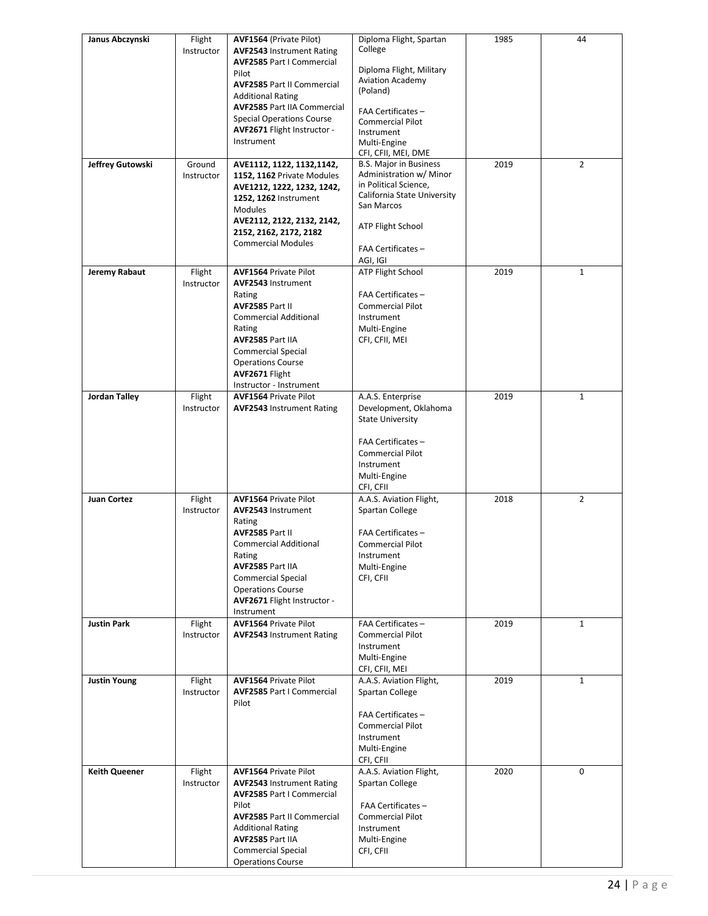| | | | | | |
|---|---|---|---|---|---|
| **Janus Abczynski** | Flight Instructor | **AVF1564** (Private Pilot)<br>**AVF2543** Instrument Rating<br>**AVF2585** Part I Commercial Pilot<br>**AVF2585** Part II Commercial Additional Rating<br>**AVF2585** Part IIA Commercial Special Operations Course<br>**AVF2671** Flight Instructor - Instrument | Diploma Flight, Spartan College<br><br>Diploma Flight, Military Aviation Academy (Poland)<br><br>FAA Certificates –<br>Commercial Pilot<br>Instrument<br>Multi-Engine<br>CFI, CFII, MEI, DME | 1985 | 44 |
| **Jeffrey Gutowski** | Ground Instructor | **AVE1112, 1122, 1132,1142, 1152, 1162** Private Modules<br>**AVE1212, 1222, 1232, 1242, 1252, 1262** Instrument Modules<br>**AVE2112, 2122, 2132, 2142, 2152, 2162, 2172, 2182** Commercial Modules | B.S. Major in Business Administration w/ Minor in Political Science, California State University San Marcos<br><br>ATP Flight School<br><br>FAA Certificates –<br>AGI, IGI | 2019 | 2 |
| **Jeremy Rabaut** | Flight Instructor | **AVF1564** Private Pilot<br>**AVF2543** Instrument Rating<br>**AVF2585** Part II Commercial Additional Rating<br>**AVF2585** Part IIA Commercial Special Operations Course<br>**AVF2671** Flight Instructor - Instrument | ATP Flight School<br><br>FAA Certificates –<br>Commercial Pilot<br>Instrument<br>Multi-Engine<br>CFI, CFII, MEI | 2019 | 1 |
| **Jordan Talley** | Flight Instructor | **AVF1564** Private Pilot<br>**AVF2543** Instrument Rating | A.A.S. Enterprise Development, Oklahoma State University<br><br>FAA Certificates –<br>Commercial Pilot<br>Instrument<br>Multi-Engine<br>CFI, CFII | 2019 | 1 |
| **Juan Cortez** | Flight Instructor | **AVF1564** Private Pilot<br>**AVF2543** Instrument Rating<br>**AVF2585** Part II Commercial Additional Rating<br>**AVF2585** Part IIA Commercial Special Operations Course<br>**AVF2671** Flight Instructor - Instrument | A.A.S. Aviation Flight, Spartan College<br><br>FAA Certificates –<br>Commercial Pilot<br>Instrument<br>Multi-Engine<br>CFI, CFII | 2018 | 2 |
| **Justin Park** | Flight Instructor | **AVF1564** Private Pilot<br>**AVF2543** Instrument Rating | FAA Certificates –<br>Commercial Pilot<br>Instrument<br>Multi-Engine<br>CFI, CFII, MEI | 2019 | 1 |
| **Justin Young** | Flight Instructor | **AVF1564** Private Pilot<br>**AVF2585** Part I Commercial Pilot | A.A.S. Aviation Flight, Spartan College<br><br>FAA Certificates –<br>Commercial Pilot<br>Instrument<br>Multi-Engine<br>CFI, CFII | 2019 | 1 |
| **Keith Queener** | Flight Instructor | **AVF1564** Private Pilot<br>**AVF2543** Instrument Rating<br>**AVF2585** Part I Commercial Pilot<br>**AVF2585** Part II Commercial Additional Rating<br>**AVF2585** Part IIA Commercial Special Operations Course | A.A.S. Aviation Flight, Spartan College<br><br>FAA Certificates –<br>Commercial Pilot<br>Instrument<br>Multi-Engine<br>CFI, CFII | 2020 | 0 |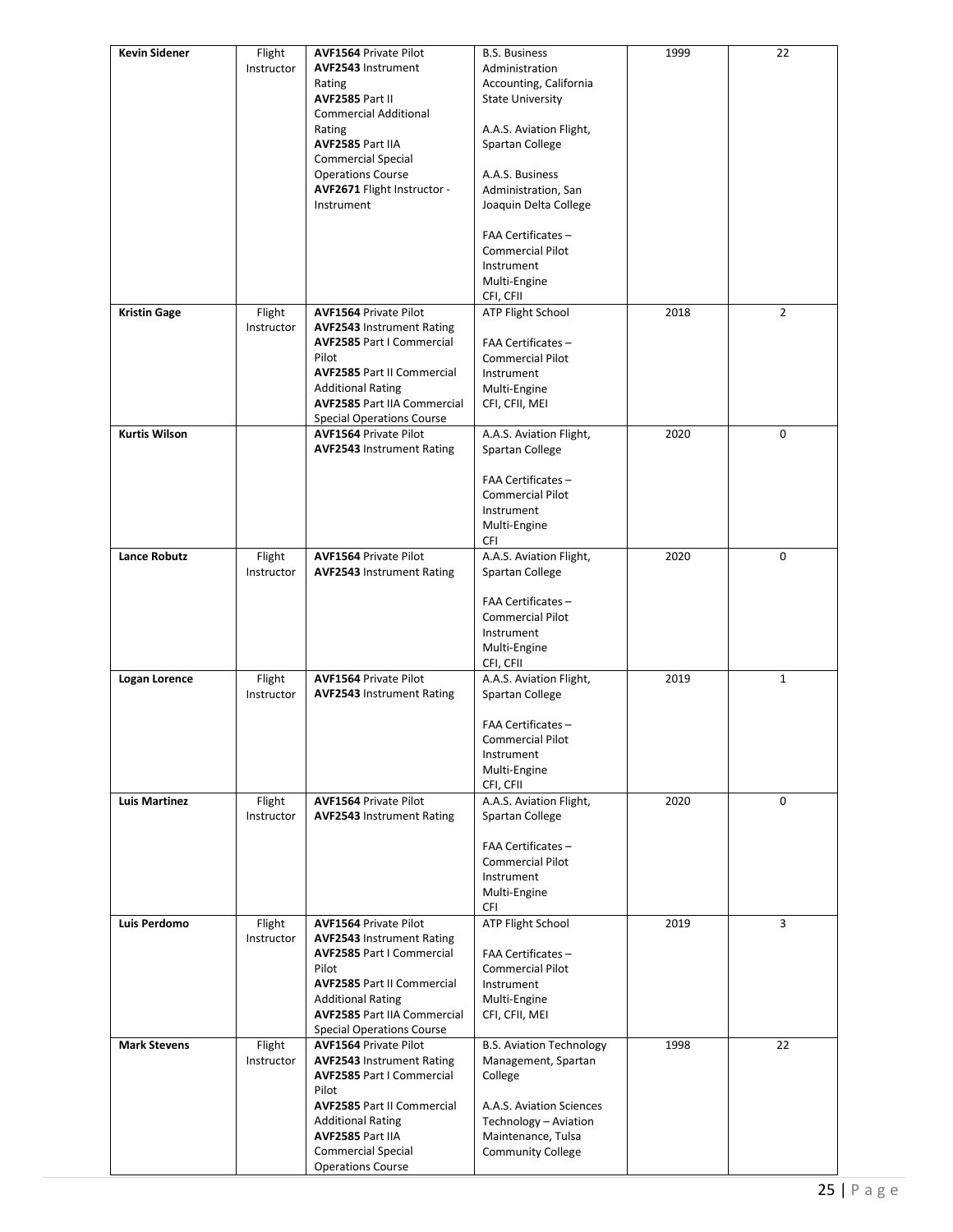| **Kevin Sidener** | Flight Instructor | **AVF1564** Private Pilot<br>**AVF2543** Instrument Rating<br>**AVF2585** Part II Commercial Additional Rating<br>**AVF2585** Part IIA Commercial Special Operations Course<br>**AVF2671** Flight Instructor - Instrument | B.S. Business Administration Accounting, California State University<br><br>A.A.S. Aviation Flight, Spartan College<br><br>A.A.S. Business Administration, San Joaquin Delta College<br><br>FAA Certificates – Commercial Pilot Instrument Multi-Engine CFI, CFII | 1999 | 22 |
|---|---|---|---|---|---|
| **Kristin Gage** | Flight Instructor | **AVF1564** Private Pilot<br>**AVF2543** Instrument Rating<br>**AVF2585** Part I Commercial Pilot<br>**AVF2585** Part II Commercial Additional Rating<br>**AVF2585** Part IIA Commercial Special Operations Course | ATP Flight School<br><br>FAA Certificates – Commercial Pilot Instrument Multi-Engine CFI, CFII, MEI | 2018 | 2 |
| **Kurtis Wilson** | | **AVF1564** Private Pilot<br>**AVF2543** Instrument Rating | A.A.S. Aviation Flight, Spartan College<br><br>FAA Certificates – Commercial Pilot Instrument Multi-Engine CFI | 2020 | 0 |
| **Lance Robutz** | Flight Instructor | **AVF1564** Private Pilot<br>**AVF2543** Instrument Rating | A.A.S. Aviation Flight, Spartan College<br><br>FAA Certificates – Commercial Pilot Instrument Multi-Engine CFI, CFII | 2020 | 0 |
| **Logan Lorence** | Flight Instructor | **AVF1564** Private Pilot<br>**AVF2543** Instrument Rating | A.A.S. Aviation Flight, Spartan College<br><br>FAA Certificates – Commercial Pilot Instrument Multi-Engine CFI, CFII | 2019 | 1 |
| **Luis Martinez** | Flight Instructor | **AVF1564** Private Pilot<br>**AVF2543** Instrument Rating | A.A.S. Aviation Flight, Spartan College<br><br>FAA Certificates – Commercial Pilot Instrument Multi-Engine CFI | 2020 | 0 |
| **Luis Perdomo** | Flight Instructor | **AVF1564** Private Pilot<br>**AVF2543** Instrument Rating<br>**AVF2585** Part I Commercial Pilot<br>**AVF2585** Part II Commercial Additional Rating<br>**AVF2585** Part IIA Commercial Special Operations Course | ATP Flight School<br><br>FAA Certificates – Commercial Pilot Instrument Multi-Engine CFI, CFII, MEI | 2019 | 3 |
| **Mark Stevens** | Flight Instructor | **AVF1564** Private Pilot<br>**AVF2543** Instrument Rating<br>**AVF2585** Part I Commercial Pilot<br>**AVF2585** Part II Commercial Additional Rating<br>**AVF2585** Part IIA Commercial Special Operations Course | B.S. Aviation Technology Management, Spartan College<br><br>A.A.S. Aviation Sciences Technology – Aviation Maintenance, Tulsa Community College | 1998 | 22 |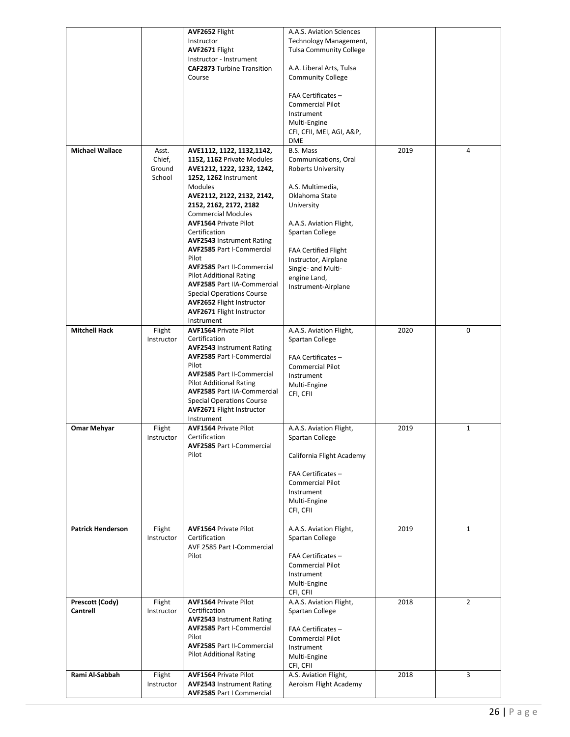| | | | | | |
|---|---|---|---|---|---|
| | | **AVF2652** Flight Instructor<br>**AVF2671** Flight Instructor - Instrument<br>**CAF2873** Turbine Transition Course | A.A.S. Aviation Sciences Technology Management, Tulsa Community College<br><br>A.A. Liberal Arts, Tulsa Community College<br><br>FAA Certificates – Commercial Pilot Instrument Multi-Engine CFI, CFII, MEI, AGI, A&P, DME | | |
| **Michael Wallace** | Asst. Chief, Ground School | **AVE1112, 1122, 1132,1142, 1152, 1162** Private Modules<br>**AVE1212, 1222, 1232, 1242, 1252, 1262** Instrument Modules<br>**AVE2112, 2122, 2132, 2142, 2152, 2162, 2172, 2182** Commercial Modules<br>**AVF1564** Private Pilot Certification<br>**AVF2543** Instrument Rating<br>**AVF2585** Part I-Commercial Pilot<br>**AVF2585** Part II-Commercial Pilot Additional Rating<br>**AVF2585** Part IIA-Commercial Special Operations Course<br>**AVF2652** Flight Instructor<br>**AVF2671** Flight Instructor Instrument | B.S. Mass Communications, Oral Roberts University<br><br>A.S. Multimedia, Oklahoma State University<br><br>A.A.S. Aviation Flight, Spartan College<br><br>FAA Certified Flight Instructor, Airplane Single- and Multi-engine Land, Instrument-Airplane | 2019 | 4 |
| **Mitchell Hack** | Flight Instructor | **AVF1564** Private Pilot Certification<br>**AVF2543** Instrument Rating<br>**AVF2585** Part I-Commercial Pilot<br>**AVF2585** Part II-Commercial Pilot Additional Rating<br>**AVF2585** Part IIA-Commercial Special Operations Course<br>**AVF2671** Flight Instructor Instrument | A.A.S. Aviation Flight, Spartan College<br><br>FAA Certificates – Commercial Pilot Instrument Multi-Engine CFI, CFII | 2020 | 0 |
| **Omar Mehyar** | Flight Instructor | **AVF1564** Private Pilot Certification<br>**AVF2585** Part I-Commercial Pilot | A.A.S. Aviation Flight, Spartan College<br><br>California Flight Academy<br><br>FAA Certificates – Commercial Pilot Instrument Multi-Engine CFI, CFII | 2019 | 1 |
| **Patrick Henderson** | Flight Instructor | **AVF1564** Private Pilot Certification<br>AVF 2585 Part I-Commercial Pilot | A.A.S. Aviation Flight, Spartan College<br><br>FAA Certificates – Commercial Pilot Instrument Multi-Engine CFI, CFII | 2019 | 1 |
| **Prescott (Cody) Cantrell** | Flight Instructor | **AVF1564** Private Pilot Certification<br>**AVF2543** Instrument Rating<br>**AVF2585** Part I-Commercial Pilot<br>**AVF2585** Part II-Commercial Pilot Additional Rating | A.A.S. Aviation Flight, Spartan College<br><br>FAA Certificates – Commercial Pilot Instrument Multi-Engine CFI, CFII | 2018 | 2 |
| **Rami Al-Sabbah** | Flight Instructor | **AVF1564** Private Pilot<br>**AVF2543** Instrument Rating<br>**AVF2585** Part I Commercial | A.S. Aviation Flight, Aeroism Flight Academy | 2018 | 3 |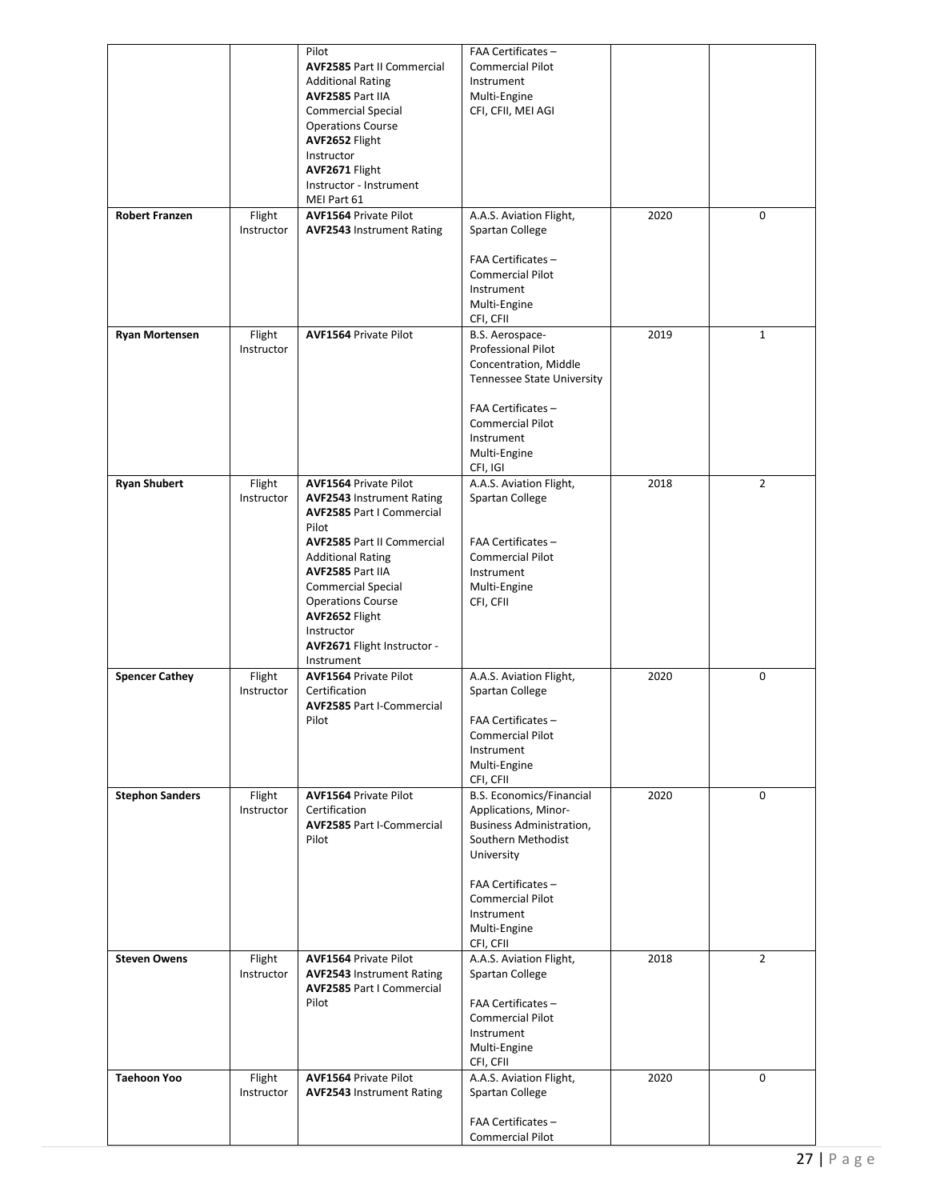| | | | | | |
|---|---|---|---|---|---|
| | | Pilot<br>**AVF2585** Part II Commercial Additional Rating<br>**AVF2585** Part IIA Commercial Special Operations Course<br>**AVF2652** Flight Instructor<br>**AVF2671** Flight Instructor - Instrument<br>MEI Part 61 | FAA Certificates – Commercial Pilot<br>Instrument<br>Multi-Engine<br>CFI, CFII, MEI AGI | | |
| **Robert Franzen** | Flight Instructor | **AVF1564** Private Pilot<br>**AVF2543** Instrument Rating | A.A.S. Aviation Flight, Spartan College<br><br>FAA Certificates – Commercial Pilot<br>Instrument<br>Multi-Engine<br>CFI, CFII | 2020 | 0 |
| **Ryan Mortensen** | Flight Instructor | **AVF1564** Private Pilot | B.S. Aerospace-Professional Pilot Concentration, Middle Tennessee State University<br><br>FAA Certificates – Commercial Pilot<br>Instrument<br>Multi-Engine<br>CFI, IGI | 2019 | 1 |
| **Ryan Shubert** | Flight Instructor | **AVF1564** Private Pilot<br>**AVF2543** Instrument Rating<br>**AVF2585** Part I Commercial Pilot<br>**AVF2585** Part II Commercial Additional Rating<br>**AVF2585** Part IIA Commercial Special Operations Course<br>**AVF2652** Flight Instructor<br>**AVF2671** Flight Instructor - Instrument | A.A.S. Aviation Flight, Spartan College<br><br>FAA Certificates – Commercial Pilot<br>Instrument<br>Multi-Engine<br>CFI, CFII | 2018 | 2 |
| **Spencer Cathey** | Flight Instructor | **AVF1564** Private Pilot Certification<br>**AVF2585** Part I-Commercial Pilot | A.A.S. Aviation Flight, Spartan College<br><br>FAA Certificates – Commercial Pilot<br>Instrument<br>Multi-Engine<br>CFI, CFII | 2020 | 0 |
| **Stephon Sanders** | Flight Instructor | **AVF1564** Private Pilot Certification<br>**AVF2585** Part I-Commercial Pilot | B.S. Economics/Financial Applications, Minor-Business Administration, Southern Methodist University<br><br>FAA Certificates – Commercial Pilot<br>Instrument<br>Multi-Engine<br>CFI, CFII | 2020 | 0 |
| **Steven Owens** | Flight Instructor | **AVF1564** Private Pilot<br>**AVF2543** Instrument Rating<br>**AVF2585** Part I Commercial Pilot | A.A.S. Aviation Flight, Spartan College<br><br>FAA Certificates – Commercial Pilot<br>Instrument<br>Multi-Engine<br>CFI, CFII | 2018 | 2 |
| **Taehoon Yoo** | Flight Instructor | **AVF1564** Private Pilot<br>**AVF2543** Instrument Rating | A.A.S. Aviation Flight, Spartan College<br><br>FAA Certificates – Commercial Pilot | 2020 | 0 |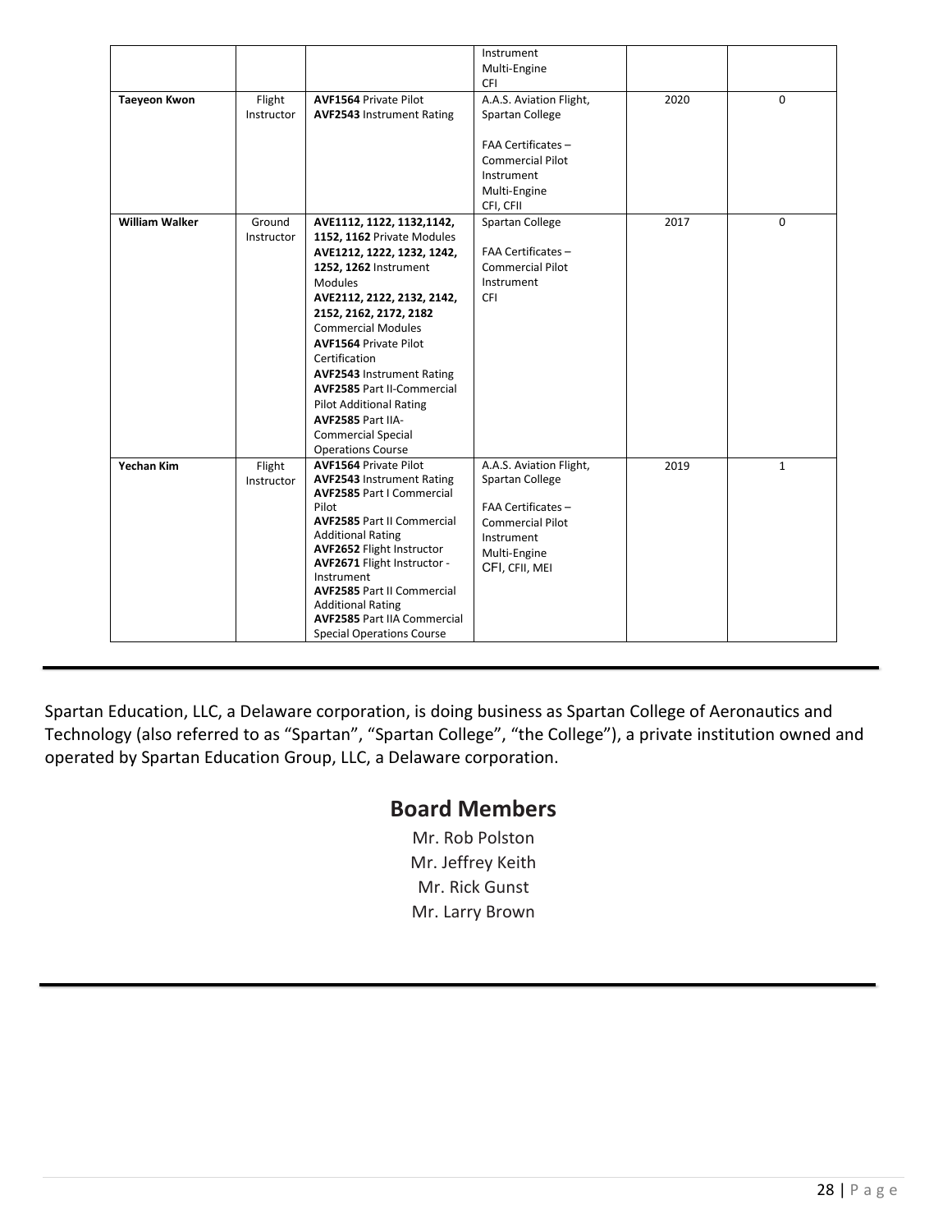| | | | Instrument<br>Multi-Engine<br>CFI | | |
|---|---|---|---|---|---|
| **Taeyeon Kwon** | Flight Instructor | **AVF1564** Private Pilot<br>**AVF2543** Instrument Rating | A.A.S. Aviation Flight, Spartan College<br><br>FAA Certificates –<br>Commercial Pilot<br>Instrument<br>Multi-Engine<br>CFI, CFII | 2020 | 0 |
| **William Walker** | Ground Instructor | **AVE1112, 1122, 1132,1142, 1152, 1162** Private Modules<br>**AVE1212, 1222, 1232, 1242, 1252, 1262** Instrument Modules<br>**AVE2112, 2122, 2132, 2142, 2152, 2162, 2172, 2182** Commercial Modules<br>**AVF1564** Private Pilot Certification<br>**AVF2543** Instrument Rating<br>**AVF2585** Part II-Commercial Pilot Additional Rating<br>**AVF2585** Part IIA-Commercial Special Operations Course | Spartan College<br><br>FAA Certificates –<br>Commercial Pilot<br>Instrument<br>CFI | 2017 | 0 |
| **Yechan Kim** | Flight Instructor | **AVF1564** Private Pilot<br>**AVF2543** Instrument Rating<br>**AVF2585** Part I Commercial Pilot<br>**AVF2585** Part II Commercial Additional Rating<br>**AVF2652** Flight Instructor<br>**AVF2671** Flight Instructor - Instrument<br>**AVF2585** Part II Commercial Additional Rating<br>**AVF2585** Part IIA Commercial Special Operations Course | A.A.S. Aviation Flight, Spartan College<br><br>FAA Certificates –<br>Commercial Pilot<br>Instrument<br>Multi-Engine<br>CFI, CFII, MEI | 2019 | 1 |

Spartan Education, LLC, a Delaware corporation, is doing business as Spartan College of Aeronautics and Technology (also referred to as "Spartan", "Spartan College", "the College"), a private institution owned and operated by Spartan Education Group, LLC, a Delaware corporation.

## Board Members

Mr. Rob Polston
Mr. Jeffrey Keith
Mr. Rick Gunst
Mr. Larry Brown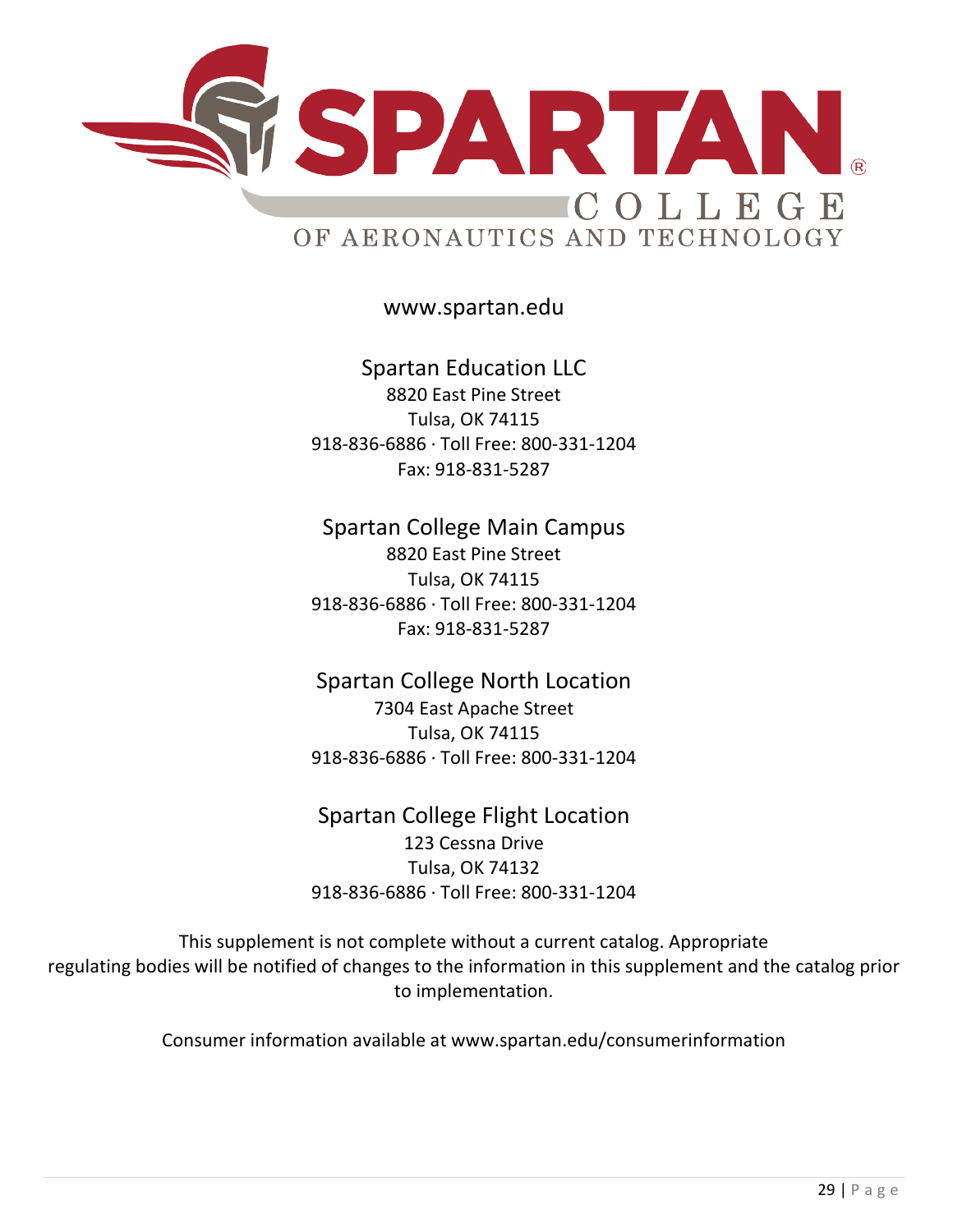# SPARTAN® COLLEGE OF AERONAUTICS AND TECHNOLOGY

www.spartan.edu

## Spartan Education LLC

8820 East Pine Street
Tulsa, OK 74115
918-836-6886 · Toll Free: 800-331-1204
Fax: 918-831-5287

## Spartan College Main Campus

8820 East Pine Street
Tulsa, OK 74115
918-836-6886 · Toll Free: 800-331-1204
Fax: 918-831-5287

## Spartan College North Location

7304 East Apache Street
Tulsa, OK 74115
918-836-6886 · Toll Free: 800-331-1204

## Spartan College Flight Location

123 Cessna Drive
Tulsa, OK 74132
918-836-6886 · Toll Free: 800-331-1204

This supplement is not complete without a current catalog. Appropriate regulating bodies will be notified of changes to the information in this supplement and the catalog prior to implementation.

Consumer information available at www.spartan.edu/consumerinformation